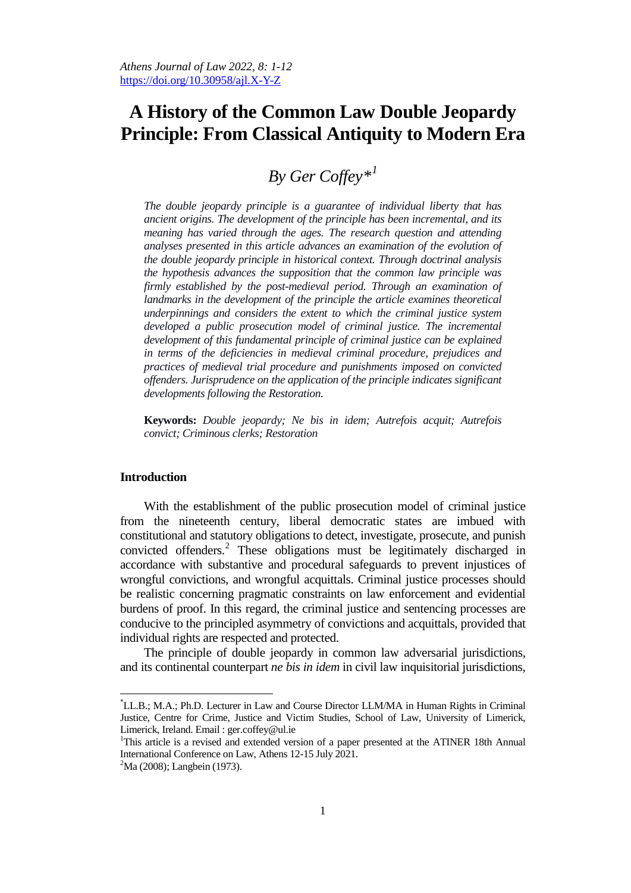# A History of the Common Law Double Jeopardy Principle: From Classical Antiquity to Modern Era

*By Ger Coffey*[*][1]

*The double jeopardy principle is a guarantee of individual liberty that has ancient origins. The development of the principle has been incremental, and its meaning has varied through the ages. The research question and attending analyses presented in this article advances an examination of the evolution of the double jeopardy principle in historical context. Through doctrinal analysis the hypothesis advances the supposition that the common law principle was firmly established by the post-medieval period. Through an examination of landmarks in the development of the principle the article examines theoretical underpinnings and considers the extent to which the criminal justice system developed a public prosecution model of criminal justice. The incremental development of this fundamental principle of criminal justice can be explained in terms of the deficiencies in medieval criminal procedure, prejudices and practices of medieval trial procedure and punishments imposed on convicted offenders. Jurisprudence on the application of the principle indicates significant developments following the Restoration.*

**Keywords:** *Double jeopardy; Ne bis in idem; Autrefois acquit; Autrefois convict; Criminous clerks; Restoration*

## Introduction

With the establishment of the public prosecution model of criminal justice from the nineteenth century, liberal democratic states are imbued with constitutional and statutory obligations to detect, investigate, prosecute, and punish convicted offenders.[2] These obligations must be legitimately discharged in accordance with substantive and procedural safeguards to prevent injustices of wrongful convictions, and wrongful acquittals. Criminal justice processes should be realistic concerning pragmatic constraints on law enforcement and evidential burdens of proof. In this regard, the criminal justice and sentencing processes are conducive to the principled asymmetry of convictions and acquittals, provided that individual rights are respected and protected.

The principle of double jeopardy in common law adversarial jurisdictions, and its continental counterpart *ne bis in idem* in civil law inquisitorial jurisdictions,

---

[*]LL.B.; M.A.; Ph.D. Lecturer in Law and Course Director LLM/MA in Human Rights in Criminal Justice, Centre for Crime, Justice and Victim Studies, School of Law, University of Limerick, Limerick, Ireland. Email : ger.coffey@ul.ie

[1]This article is a revised and extended version of a paper presented at the ATINER 18th Annual International Conference on Law, Athens 12-15 July 2021.

[2]Ma (2008); Langbein (1973).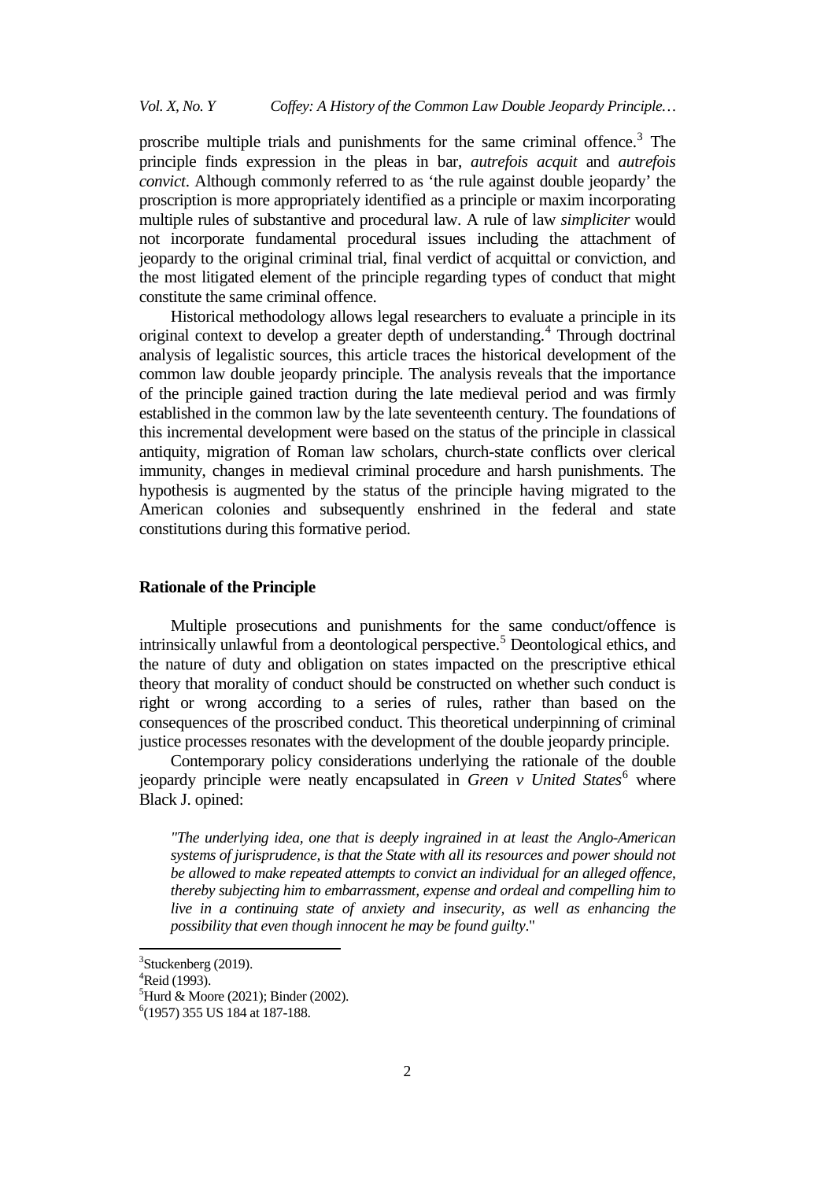proscribe multiple trials and punishments for the same criminal offence.[3] The principle finds expression in the pleas in bar, *autrefois acquit* and *autrefois convict*. Although commonly referred to as 'the rule against double jeopardy' the proscription is more appropriately identified as a principle or maxim incorporating multiple rules of substantive and procedural law. A rule of law *simpliciter* would not incorporate fundamental procedural issues including the attachment of jeopardy to the original criminal trial, final verdict of acquittal or conviction, and the most litigated element of the principle regarding types of conduct that might constitute the same criminal offence.

Historical methodology allows legal researchers to evaluate a principle in its original context to develop a greater depth of understanding.[4] Through doctrinal analysis of legalistic sources, this article traces the historical development of the common law double jeopardy principle. The analysis reveals that the importance of the principle gained traction during the late medieval period and was firmly established in the common law by the late seventeenth century. The foundations of this incremental development were based on the status of the principle in classical antiquity, migration of Roman law scholars, church-state conflicts over clerical immunity, changes in medieval criminal procedure and harsh punishments. The hypothesis is augmented by the status of the principle having migrated to the American colonies and subsequently enshrined in the federal and state constitutions during this formative period.

## Rationale of the Principle

Multiple prosecutions and punishments for the same conduct/offence is intrinsically unlawful from a deontological perspective.[5] Deontological ethics, and the nature of duty and obligation on states impacted on the prescriptive ethical theory that morality of conduct should be constructed on whether such conduct is right or wrong according to a series of rules, rather than based on the consequences of the proscribed conduct. This theoretical underpinning of criminal justice processes resonates with the development of the double jeopardy principle.

Contemporary policy considerations underlying the rationale of the double jeopardy principle were neatly encapsulated in *Green v United States*[6] where Black J. opined:

> *"The underlying idea, one that is deeply ingrained in at least the Anglo-American systems of jurisprudence, is that the State with all its resources and power should not be allowed to make repeated attempts to convict an individual for an alleged offence, thereby subjecting him to embarrassment, expense and ordeal and compelling him to live in a continuing state of anxiety and insecurity, as well as enhancing the possibility that even though innocent he may be found guilty*."

---

[3] Stuckenberg (2019).

[4] Reid (1993).

[5] Hurd & Moore (2021); Binder (2002).

[6] (1957) 355 US 184 at 187-188.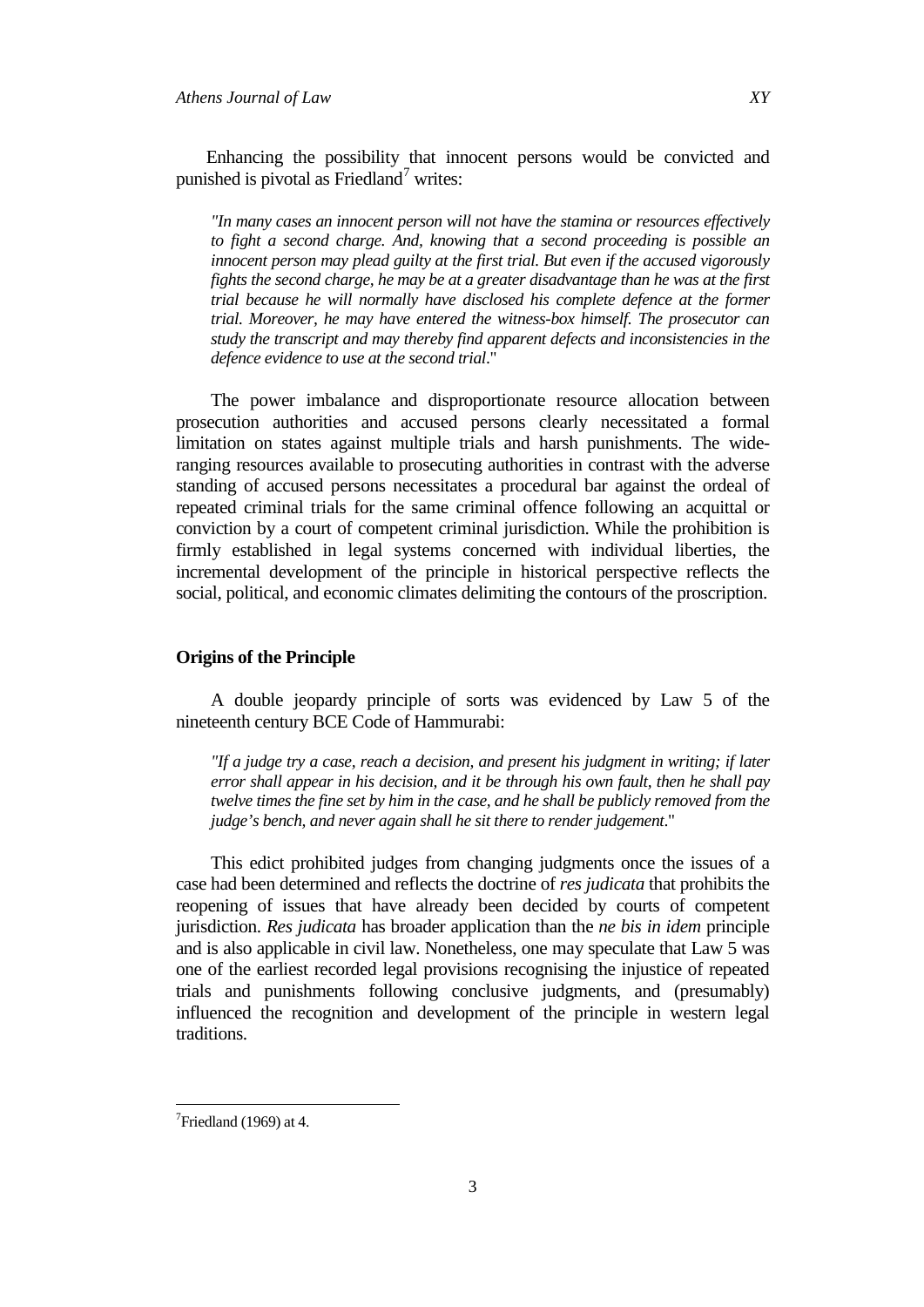Enhancing the possibility that innocent persons would be convicted and punished is pivotal as Friedland[7] writes:

> *"In many cases an innocent person will not have the stamina or resources effectively to fight a second charge. And, knowing that a second proceeding is possible an innocent person may plead guilty at the first trial. But even if the accused vigorously fights the second charge, he may be at a greater disadvantage than he was at the first trial because he will normally have disclosed his complete defence at the former trial. Moreover, he may have entered the witness-box himself. The prosecutor can study the transcript and may thereby find apparent defects and inconsistencies in the defence evidence to use at the second trial*."

The power imbalance and disproportionate resource allocation between prosecution authorities and accused persons clearly necessitated a formal limitation on states against multiple trials and harsh punishments. The wide-ranging resources available to prosecuting authorities in contrast with the adverse standing of accused persons necessitates a procedural bar against the ordeal of repeated criminal trials for the same criminal offence following an acquittal or conviction by a court of competent criminal jurisdiction. While the prohibition is firmly established in legal systems concerned with individual liberties, the incremental development of the principle in historical perspective reflects the social, political, and economic climates delimiting the contours of the proscription.

## Origins of the Principle

A double jeopardy principle of sorts was evidenced by Law 5 of the nineteenth century BCE Code of Hammurabi:

> *"If a judge try a case, reach a decision, and present his judgment in writing; if later error shall appear in his decision, and it be through his own fault, then he shall pay twelve times the fine set by him in the case, and he shall be publicly removed from the judge's bench, and never again shall he sit there to render judgement*."

This edict prohibited judges from changing judgments once the issues of a case had been determined and reflects the doctrine of *res judicata* that prohibits the reopening of issues that have already been decided by courts of competent jurisdiction. *Res judicata* has broader application than the *ne bis in idem* principle and is also applicable in civil law. Nonetheless, one may speculate that Law 5 was one of the earliest recorded legal provisions recognising the injustice of repeated trials and punishments following conclusive judgments, and (presumably) influenced the recognition and development of the principle in western legal traditions.

---

[7] Friedland (1969) at 4.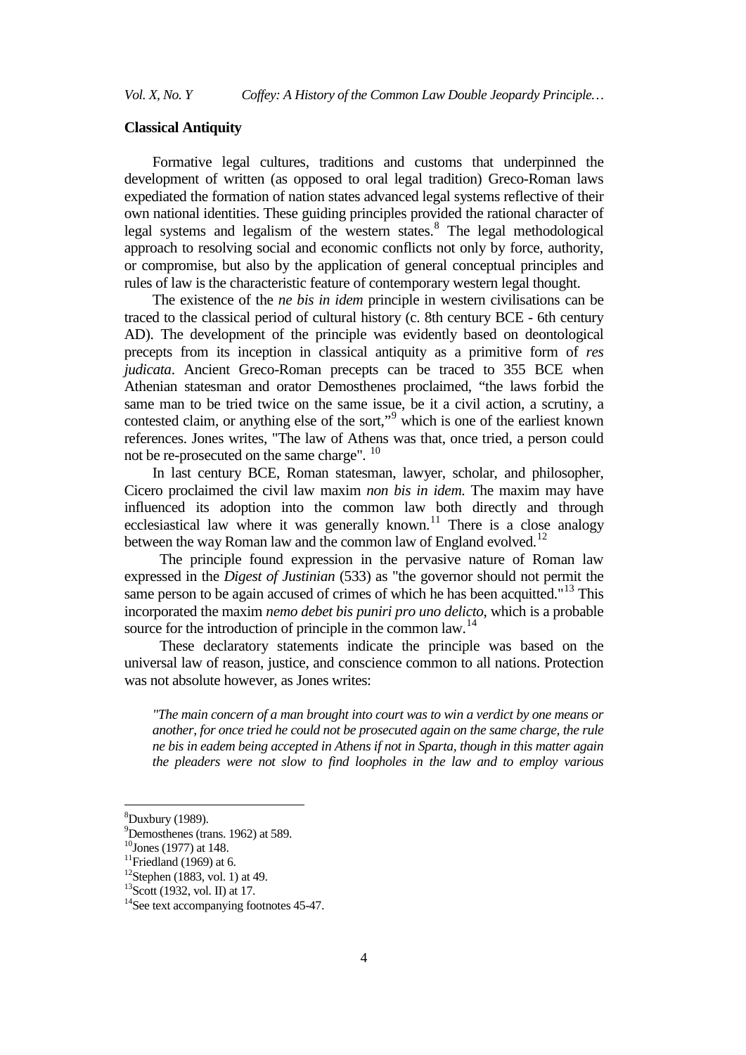## Classical Antiquity

Formative legal cultures, traditions and customs that underpinned the development of written (as opposed to oral legal tradition) Greco-Roman laws expediated the formation of nation states advanced legal systems reflective of their own national identities. These guiding principles provided the rational character of legal systems and legalism of the western states.[8] The legal methodological approach to resolving social and economic conflicts not only by force, authority, or compromise, but also by the application of general conceptual principles and rules of law is the characteristic feature of contemporary western legal thought.

The existence of the *ne bis in idem* principle in western civilisations can be traced to the classical period of cultural history (c. 8th century BCE - 6th century AD). The development of the principle was evidently based on deontological precepts from its inception in classical antiquity as a primitive form of *res judicata*. Ancient Greco-Roman precepts can be traced to 355 BCE when Athenian statesman and orator Demosthenes proclaimed, "the laws forbid the same man to be tried twice on the same issue, be it a civil action, a scrutiny, a contested claim, or anything else of the sort,"[9] which is one of the earliest known references. Jones writes, "The law of Athens was that, once tried, a person could not be re-prosecuted on the same charge".[10]

In last century BCE, Roman statesman, lawyer, scholar, and philosopher, Cicero proclaimed the civil law maxim *non bis in idem*. The maxim may have influenced its adoption into the common law both directly and through ecclesiastical law where it was generally known.[11] There is a close analogy between the way Roman law and the common law of England evolved.[12]

The principle found expression in the pervasive nature of Roman law expressed in the *Digest of Justinian* (533) as "the governor should not permit the same person to be again accused of crimes of which he has been acquitted."[13] This incorporated the maxim *nemo debet bis puniri pro uno delicto*, which is a probable source for the introduction of principle in the common law.[14]

These declaratory statements indicate the principle was based on the universal law of reason, justice, and conscience common to all nations. Protection was not absolute however, as Jones writes:

> *"The main concern of a man brought into court was to win a verdict by one means or another, for once tried he could not be prosecuted again on the same charge, the rule ne bis in eadem being accepted in Athens if not in Sparta, though in this matter again the pleaders were not slow to find loopholes in the law and to employ various*

---

[8] Duxbury (1989).
[9] Demosthenes (trans. 1962) at 589.
[10] Jones (1977) at 148.
[11] Friedland (1969) at 6.
[12] Stephen (1883, vol. 1) at 49.
[13] Scott (1932, vol. II) at 17.
[14] See text accompanying footnotes 45-47.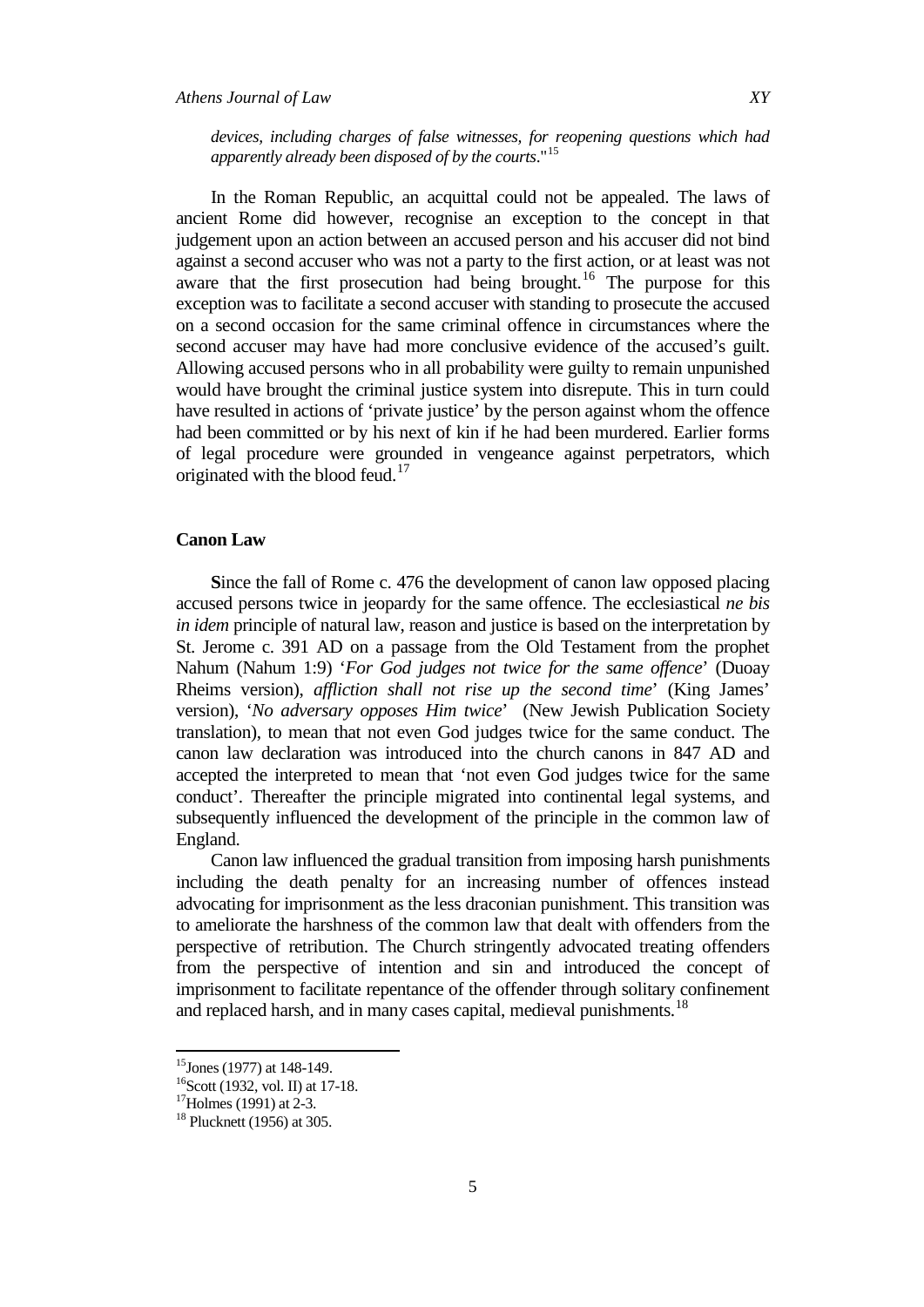*devices, including charges of false witnesses, for reopening questions which had apparently already been disposed of by the courts*."[15]

In the Roman Republic, an acquittal could not be appealed. The laws of ancient Rome did however, recognise an exception to the concept in that judgement upon an action between an accused person and his accuser did not bind against a second accuser who was not a party to the first action, or at least was not aware that the first prosecution had being brought.[16] The purpose for this exception was to facilitate a second accuser with standing to prosecute the accused on a second occasion for the same criminal offence in circumstances where the second accuser may have had more conclusive evidence of the accused's guilt. Allowing accused persons who in all probability were guilty to remain unpunished would have brought the criminal justice system into disrepute. This in turn could have resulted in actions of 'private justice' by the person against whom the offence had been committed or by his next of kin if he had been murdered. Earlier forms of legal procedure were grounded in vengeance against perpetrators, which originated with the blood feud.[17]

## Canon Law

**S**ince the fall of Rome c. 476 the development of canon law opposed placing accused persons twice in jeopardy for the same offence. The ecclesiastical *ne bis in idem* principle of natural law, reason and justice is based on the interpretation by St. Jerome c. 391 AD on a passage from the Old Testament from the prophet Nahum (Nahum 1:9) '*For God judges not twice for the same offence*' (Duoay Rheims version), *affliction shall not rise up the second time*' (King James' version), '*No adversary opposes Him twice*' (New Jewish Publication Society translation), to mean that not even God judges twice for the same conduct. The canon law declaration was introduced into the church canons in 847 AD and accepted the interpreted to mean that 'not even God judges twice for the same conduct'. Thereafter the principle migrated into continental legal systems, and subsequently influenced the development of the principle in the common law of England.

Canon law influenced the gradual transition from imposing harsh punishments including the death penalty for an increasing number of offences instead advocating for imprisonment as the less draconian punishment. This transition was to ameliorate the harshness of the common law that dealt with offenders from the perspective of retribution. The Church stringently advocated treating offenders from the perspective of intention and sin and introduced the concept of imprisonment to facilitate repentance of the offender through solitary confinement and replaced harsh, and in many cases capital, medieval punishments.[18]

---

[15] Jones (1977) at 148-149.

[16] Scott (1932, vol. II) at 17-18.

[17] Holmes (1991) at 2-3.

[18] Plucknett (1956) at 305.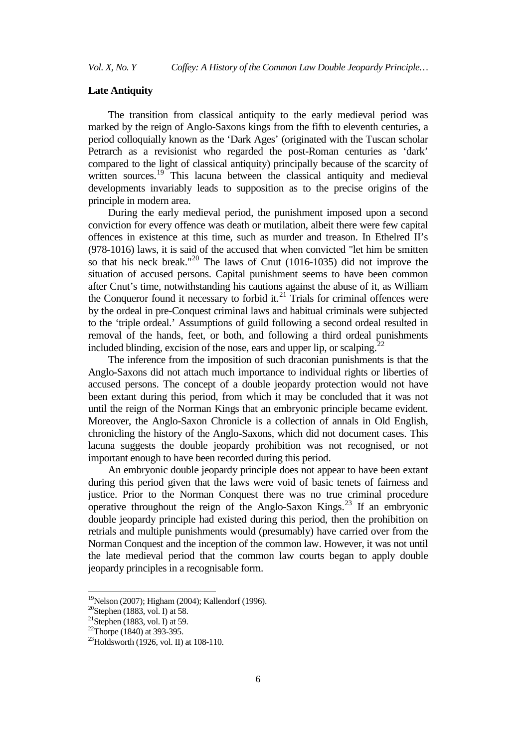### Late Antiquity

The transition from classical antiquity to the early medieval period was marked by the reign of Anglo-Saxons kings from the fifth to eleventh centuries, a period colloquially known as the 'Dark Ages' (originated with the Tuscan scholar Petrarch as a revisionist who regarded the post-Roman centuries as 'dark' compared to the light of classical antiquity) principally because of the scarcity of written sources.[19] This lacuna between the classical antiquity and medieval developments invariably leads to supposition as to the precise origins of the principle in modern area.

During the early medieval period, the punishment imposed upon a second conviction for every offence was death or mutilation, albeit there were few capital offences in existence at this time, such as murder and treason. In Ethelred II's (978-1016) laws, it is said of the accused that when convicted "let him be smitten so that his neck break."[20] The laws of Cnut (1016-1035) did not improve the situation of accused persons. Capital punishment seems to have been common after Cnut's time, notwithstanding his cautions against the abuse of it, as William the Conqueror found it necessary to forbid it.[21] Trials for criminal offences were by the ordeal in pre-Conquest criminal laws and habitual criminals were subjected to the 'triple ordeal.' Assumptions of guild following a second ordeal resulted in removal of the hands, feet, or both, and following a third ordeal punishments included blinding, excision of the nose, ears and upper lip, or scalping.[22]

The inference from the imposition of such draconian punishments is that the Anglo-Saxons did not attach much importance to individual rights or liberties of accused persons. The concept of a double jeopardy protection would not have been extant during this period, from which it may be concluded that it was not until the reign of the Norman Kings that an embryonic principle became evident. Moreover, the Anglo-Saxon Chronicle is a collection of annals in Old English, chronicling the history of the Anglo-Saxons, which did not document cases. This lacuna suggests the double jeopardy prohibition was not recognised, or not important enough to have been recorded during this period.

An embryonic double jeopardy principle does not appear to have been extant during this period given that the laws were void of basic tenets of fairness and justice. Prior to the Norman Conquest there was no true criminal procedure operative throughout the reign of the Anglo-Saxon Kings.[23] If an embryonic double jeopardy principle had existed during this period, then the prohibition on retrials and multiple punishments would (presumably) have carried over from the Norman Conquest and the inception of the common law. However, it was not until the late medieval period that the common law courts began to apply double jeopardy principles in a recognisable form.

---

[19] Nelson (2007); Higham (2004); Kallendorf (1996).
[20] Stephen (1883, vol. I) at 58.
[21] Stephen (1883, vol. I) at 59.
[22] Thorpe (1840) at 393-395.
[23] Holdsworth (1926, vol. II) at 108-110.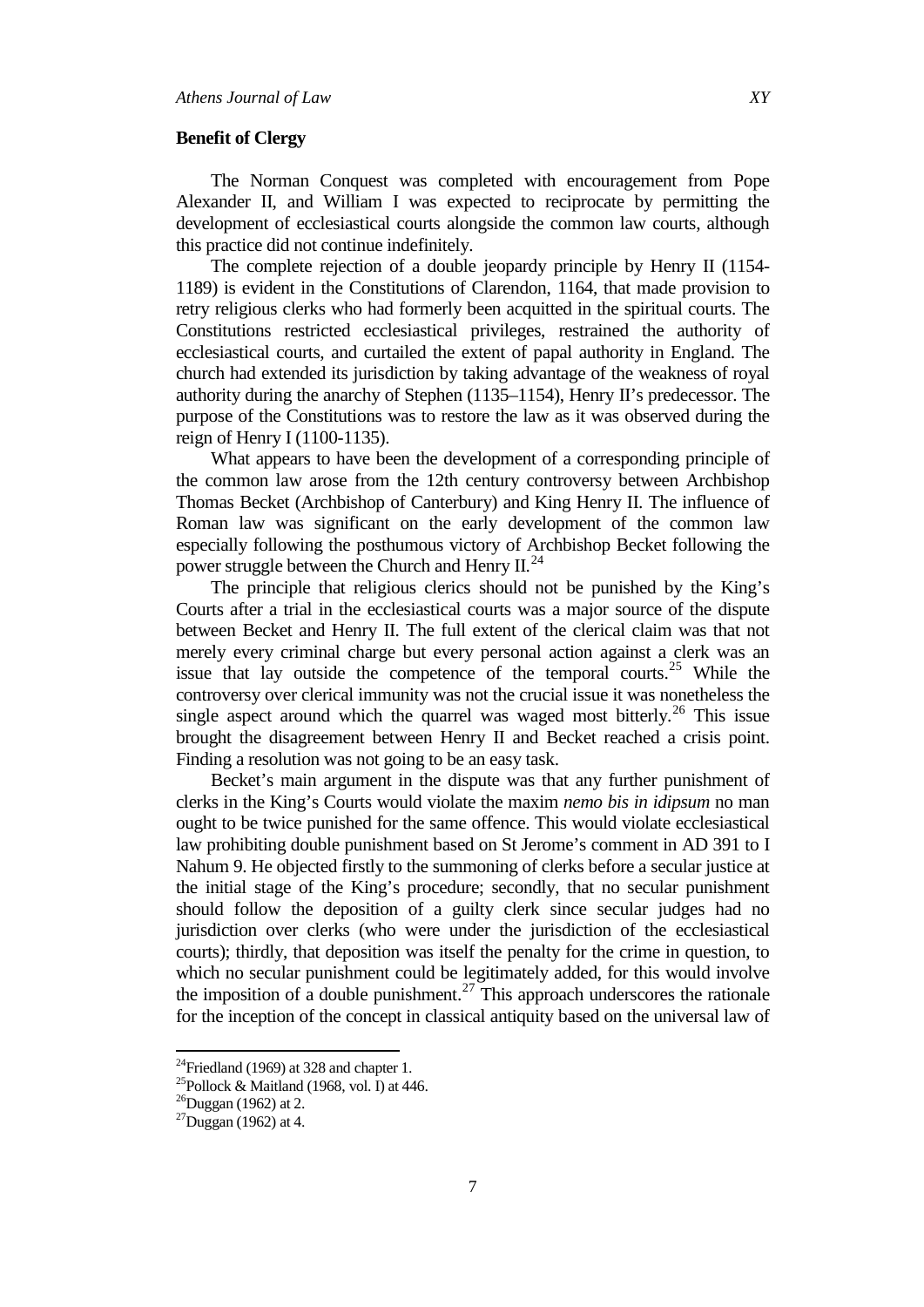## Benefit of Clergy

The Norman Conquest was completed with encouragement from Pope Alexander II, and William I was expected to reciprocate by permitting the development of ecclesiastical courts alongside the common law courts, although this practice did not continue indefinitely.

The complete rejection of a double jeopardy principle by Henry II (1154-1189) is evident in the Constitutions of Clarendon, 1164, that made provision to retry religious clerks who had formerly been acquitted in the spiritual courts. The Constitutions restricted ecclesiastical privileges, restrained the authority of ecclesiastical courts, and curtailed the extent of papal authority in England. The church had extended its jurisdiction by taking advantage of the weakness of royal authority during the anarchy of Stephen (1135–1154), Henry II's predecessor. The purpose of the Constitutions was to restore the law as it was observed during the reign of Henry I (1100-1135).

What appears to have been the development of a corresponding principle of the common law arose from the 12th century controversy between Archbishop Thomas Becket (Archbishop of Canterbury) and King Henry II. The influence of Roman law was significant on the early development of the common law especially following the posthumous victory of Archbishop Becket following the power struggle between the Church and Henry II.[24]

The principle that religious clerics should not be punished by the King's Courts after a trial in the ecclesiastical courts was a major source of the dispute between Becket and Henry II. The full extent of the clerical claim was that not merely every criminal charge but every personal action against a clerk was an issue that lay outside the competence of the temporal courts.[25] While the controversy over clerical immunity was not the crucial issue it was nonetheless the single aspect around which the quarrel was waged most bitterly.[26] This issue brought the disagreement between Henry II and Becket reached a crisis point. Finding a resolution was not going to be an easy task.

Becket's main argument in the dispute was that any further punishment of clerks in the King's Courts would violate the maxim *nemo bis in idipsum* no man ought to be twice punished for the same offence. This would violate ecclesiastical law prohibiting double punishment based on St Jerome's comment in AD 391 to I Nahum 9. He objected firstly to the summoning of clerks before a secular justice at the initial stage of the King's procedure; secondly, that no secular punishment should follow the deposition of a guilty clerk since secular judges had no jurisdiction over clerks (who were under the jurisdiction of the ecclesiastical courts); thirdly, that deposition was itself the penalty for the crime in question, to which no secular punishment could be legitimately added, for this would involve the imposition of a double punishment.[27] This approach underscores the rationale for the inception of the concept in classical antiquity based on the universal law of

[24]Friedland (1969) at 328 and chapter 1.
[25]Pollock & Maitland (1968, vol. I) at 446.
[26]Duggan (1962) at 2.
[27]Duggan (1962) at 4.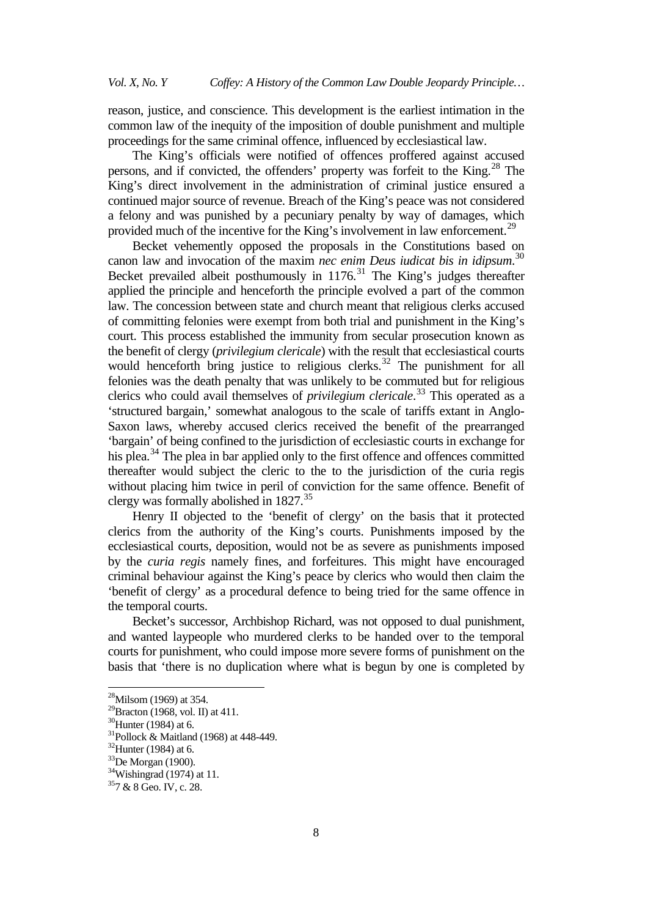reason, justice, and conscience. This development is the earliest intimation in the common law of the inequity of the imposition of double punishment and multiple proceedings for the same criminal offence, influenced by ecclesiastical law.

The King's officials were notified of offences proffered against accused persons, and if convicted, the offenders' property was forfeit to the King.[28] The King's direct involvement in the administration of criminal justice ensured a continued major source of revenue. Breach of the King's peace was not considered a felony and was punished by a pecuniary penalty by way of damages, which provided much of the incentive for the King's involvement in law enforcement.[29]

Becket vehemently opposed the proposals in the Constitutions based on canon law and invocation of the maxim *nec enim Deus iudicat bis in idipsum*.[30] Becket prevailed albeit posthumously in 1176.[31] The King's judges thereafter applied the principle and henceforth the principle evolved a part of the common law. The concession between state and church meant that religious clerks accused of committing felonies were exempt from both trial and punishment in the King's court. This process established the immunity from secular prosecution known as the benefit of clergy (*privilegium clericale*) with the result that ecclesiastical courts would henceforth bring justice to religious clerks.[32] The punishment for all felonies was the death penalty that was unlikely to be commuted but for religious clerics who could avail themselves of *privilegium clericale*.[33] This operated as a 'structured bargain,' somewhat analogous to the scale of tariffs extant in Anglo-Saxon laws, whereby accused clerics received the benefit of the prearranged 'bargain' of being confined to the jurisdiction of ecclesiastic courts in exchange for his plea.[34] The plea in bar applied only to the first offence and offences committed thereafter would subject the cleric to the to the jurisdiction of the curia regis without placing him twice in peril of conviction for the same offence. Benefit of clergy was formally abolished in 1827.[35]

Henry II objected to the 'benefit of clergy' on the basis that it protected clerics from the authority of the King's courts. Punishments imposed by the ecclesiastical courts, deposition, would not be as severe as punishments imposed by the *curia regis* namely fines, and forfeitures. This might have encouraged criminal behaviour against the King's peace by clerics who would then claim the 'benefit of clergy' as a procedural defence to being tried for the same offence in the temporal courts.

Becket's successor, Archbishop Richard, was not opposed to dual punishment, and wanted laypeople who murdered clerks to be handed over to the temporal courts for punishment, who could impose more severe forms of punishment on the basis that 'there is no duplication where what is begun by one is completed by

---

[28] Milsom (1969) at 354.
[29] Bracton (1968, vol. II) at 411.
[30] Hunter (1984) at 6.
[31] Pollock & Maitland (1968) at 448-449.
[32] Hunter (1984) at 6.
[33] De Morgan (1900).
[34] Wishingrad (1974) at 11.
[35] 7 & 8 Geo. IV, c. 28.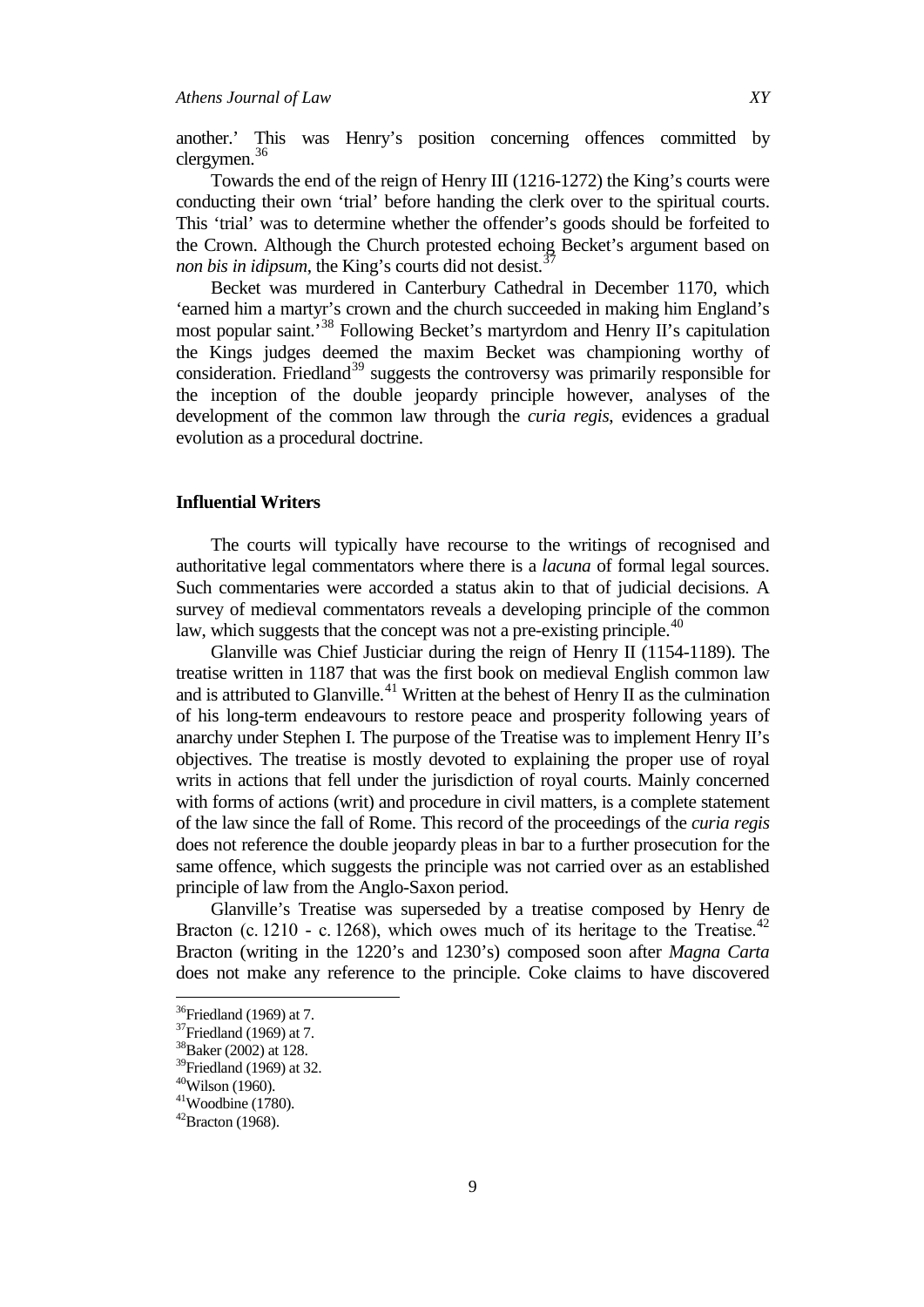another.' This was Henry's position concerning offences committed by clergymen.[36]

Towards the end of the reign of Henry III (1216-1272) the King's courts were conducting their own 'trial' before handing the clerk over to the spiritual courts. This 'trial' was to determine whether the offender's goods should be forfeited to the Crown. Although the Church protested echoing Becket's argument based on *non bis in idipsum*, the King's courts did not desist.[37]

Becket was murdered in Canterbury Cathedral in December 1170, which 'earned him a martyr's crown and the church succeeded in making him England's most popular saint.'[38] Following Becket's martyrdom and Henry II's capitulation the Kings judges deemed the maxim Becket was championing worthy of consideration. Friedland[39] suggests the controversy was primarily responsible for the inception of the double jeopardy principle however, analyses of the development of the common law through the *curia regis*, evidences a gradual evolution as a procedural doctrine.

## Influential Writers

The courts will typically have recourse to the writings of recognised and authoritative legal commentators where there is a *lacuna* of formal legal sources. Such commentaries were accorded a status akin to that of judicial decisions. A survey of medieval commentators reveals a developing principle of the common law, which suggests that the concept was not a pre-existing principle.[40]

Glanville was Chief Justiciar during the reign of Henry II (1154-1189). The treatise written in 1187 that was the first book on medieval English common law and is attributed to Glanville.[41] Written at the behest of Henry II as the culmination of his long-term endeavours to restore peace and prosperity following years of anarchy under Stephen I. The purpose of the Treatise was to implement Henry II's objectives. The treatise is mostly devoted to explaining the proper use of royal writs in actions that fell under the jurisdiction of royal courts. Mainly concerned with forms of actions (writ) and procedure in civil matters, is a complete statement of the law since the fall of Rome. This record of the proceedings of the *curia regis* does not reference the double jeopardy pleas in bar to a further prosecution for the same offence, which suggests the principle was not carried over as an established principle of law from the Anglo-Saxon period.

Glanville's Treatise was superseded by a treatise composed by Henry de Bracton (c. 1210 - c. 1268), which owes much of its heritage to the Treatise.[42] Bracton (writing in the 1220's and 1230's) composed soon after *Magna Carta* does not make any reference to the principle. Coke claims to have discovered

[36] Friedland (1969) at 7.
[37] Friedland (1969) at 7.
[38] Baker (2002) at 128.
[39] Friedland (1969) at 32.
[40] Wilson (1960).
[41] Woodbine (1780).
[42] Bracton (1968).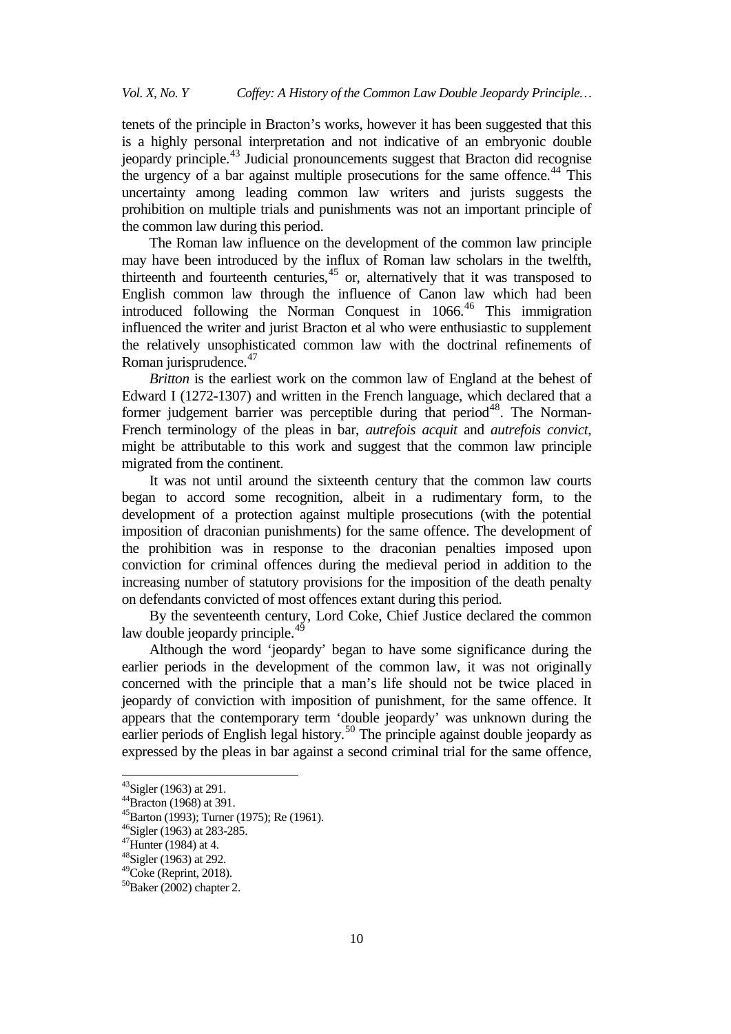tenets of the principle in Bracton's works, however it has been suggested that this is a highly personal interpretation and not indicative of an embryonic double jeopardy principle.[43] Judicial pronouncements suggest that Bracton did recognise the urgency of a bar against multiple prosecutions for the same offence.[44] This uncertainty among leading common law writers and jurists suggests the prohibition on multiple trials and punishments was not an important principle of the common law during this period.

The Roman law influence on the development of the common law principle may have been introduced by the influx of Roman law scholars in the twelfth, thirteenth and fourteenth centuries,[45] or, alternatively that it was transposed to English common law through the influence of Canon law which had been introduced following the Norman Conquest in 1066.[46] This immigration influenced the writer and jurist Bracton et al who were enthusiastic to supplement the relatively unsophisticated common law with the doctrinal refinements of Roman jurisprudence.[47]

*Britton* is the earliest work on the common law of England at the behest of Edward I (1272-1307) and written in the French language, which declared that a former judgement barrier was perceptible during that period[48]. The Norman-French terminology of the pleas in bar, *autrefois acquit* and *autrefois convict*, might be attributable to this work and suggest that the common law principle migrated from the continent.

It was not until around the sixteenth century that the common law courts began to accord some recognition, albeit in a rudimentary form, to the development of a protection against multiple prosecutions (with the potential imposition of draconian punishments) for the same offence. The development of the prohibition was in response to the draconian penalties imposed upon conviction for criminal offences during the medieval period in addition to the increasing number of statutory provisions for the imposition of the death penalty on defendants convicted of most offences extant during this period.

By the seventeenth century, Lord Coke, Chief Justice declared the common law double jeopardy principle.[49]

Although the word 'jeopardy' began to have some significance during the earlier periods in the development of the common law, it was not originally concerned with the principle that a man's life should not be twice placed in jeopardy of conviction with imposition of punishment, for the same offence. It appears that the contemporary term 'double jeopardy' was unknown during the earlier periods of English legal history.[50] The principle against double jeopardy as expressed by the pleas in bar against a second criminal trial for the same offence,

---

[43] Sigler (1963) at 291.
[44] Bracton (1968) at 391.
[45] Barton (1993); Turner (1975); Re (1961).
[46] Sigler (1963) at 283-285.
[47] Hunter (1984) at 4.
[48] Sigler (1963) at 292.
[49] Coke (Reprint, 2018).
[50] Baker (2002) chapter 2.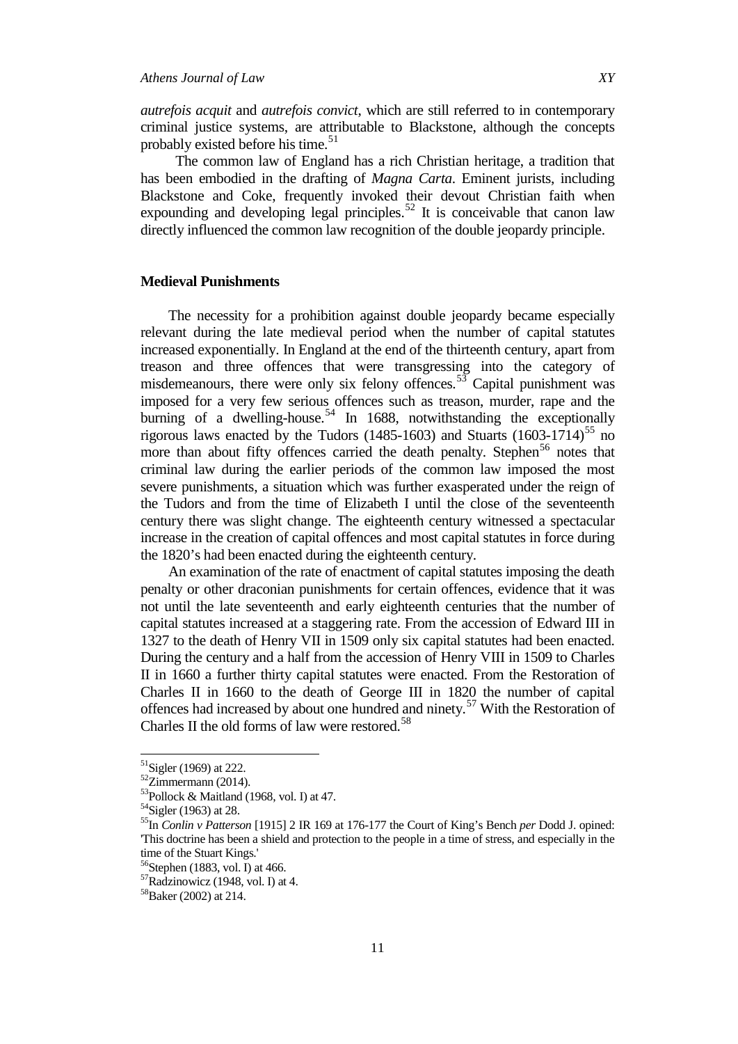*autrefois acquit* and *autrefois convict*, which are still referred to in contemporary criminal justice systems, are attributable to Blackstone, although the concepts probably existed before his time.[51]

The common law of England has a rich Christian heritage, a tradition that has been embodied in the drafting of *Magna Carta*. Eminent jurists, including Blackstone and Coke, frequently invoked their devout Christian faith when expounding and developing legal principles.[52] It is conceivable that canon law directly influenced the common law recognition of the double jeopardy principle.

## Medieval Punishments

The necessity for a prohibition against double jeopardy became especially relevant during the late medieval period when the number of capital statutes increased exponentially. In England at the end of the thirteenth century, apart from treason and three offences that were transgressing into the category of misdemeanours, there were only six felony offences.[53] Capital punishment was imposed for a very few serious offences such as treason, murder, rape and the burning of a dwelling-house.[54] In 1688, notwithstanding the exceptionally rigorous laws enacted by the Tudors (1485-1603) and Stuarts (1603-1714)[55] no more than about fifty offences carried the death penalty. Stephen[56] notes that criminal law during the earlier periods of the common law imposed the most severe punishments, a situation which was further exasperated under the reign of the Tudors and from the time of Elizabeth I until the close of the seventeenth century there was slight change. The eighteenth century witnessed a spectacular increase in the creation of capital offences and most capital statutes in force during the 1820's had been enacted during the eighteenth century.

An examination of the rate of enactment of capital statutes imposing the death penalty or other draconian punishments for certain offences, evidence that it was not until the late seventeenth and early eighteenth centuries that the number of capital statutes increased at a staggering rate. From the accession of Edward III in 1327 to the death of Henry VII in 1509 only six capital statutes had been enacted. During the century and a half from the accession of Henry VIII in 1509 to Charles II in 1660 a further thirty capital statutes were enacted. From the Restoration of Charles II in 1660 to the death of George III in 1820 the number of capital offences had increased by about one hundred and ninety.[57] With the Restoration of Charles II the old forms of law were restored.[58]

---

[51] Sigler (1969) at 222.
[52] Zimmermann (2014).
[53] Pollock & Maitland (1968, vol. I) at 47.
[54] Sigler (1963) at 28.
[55] In *Conlin v Patterson* [1915] 2 IR 169 at 176-177 the Court of King's Bench *per* Dodd J. opined: 'This doctrine has been a shield and protection to the people in a time of stress, and especially in the time of the Stuart Kings.'
[56] Stephen (1883, vol. I) at 466.
[57] Radzinowicz (1948, vol. I) at 4.
[58] Baker (2002) at 214.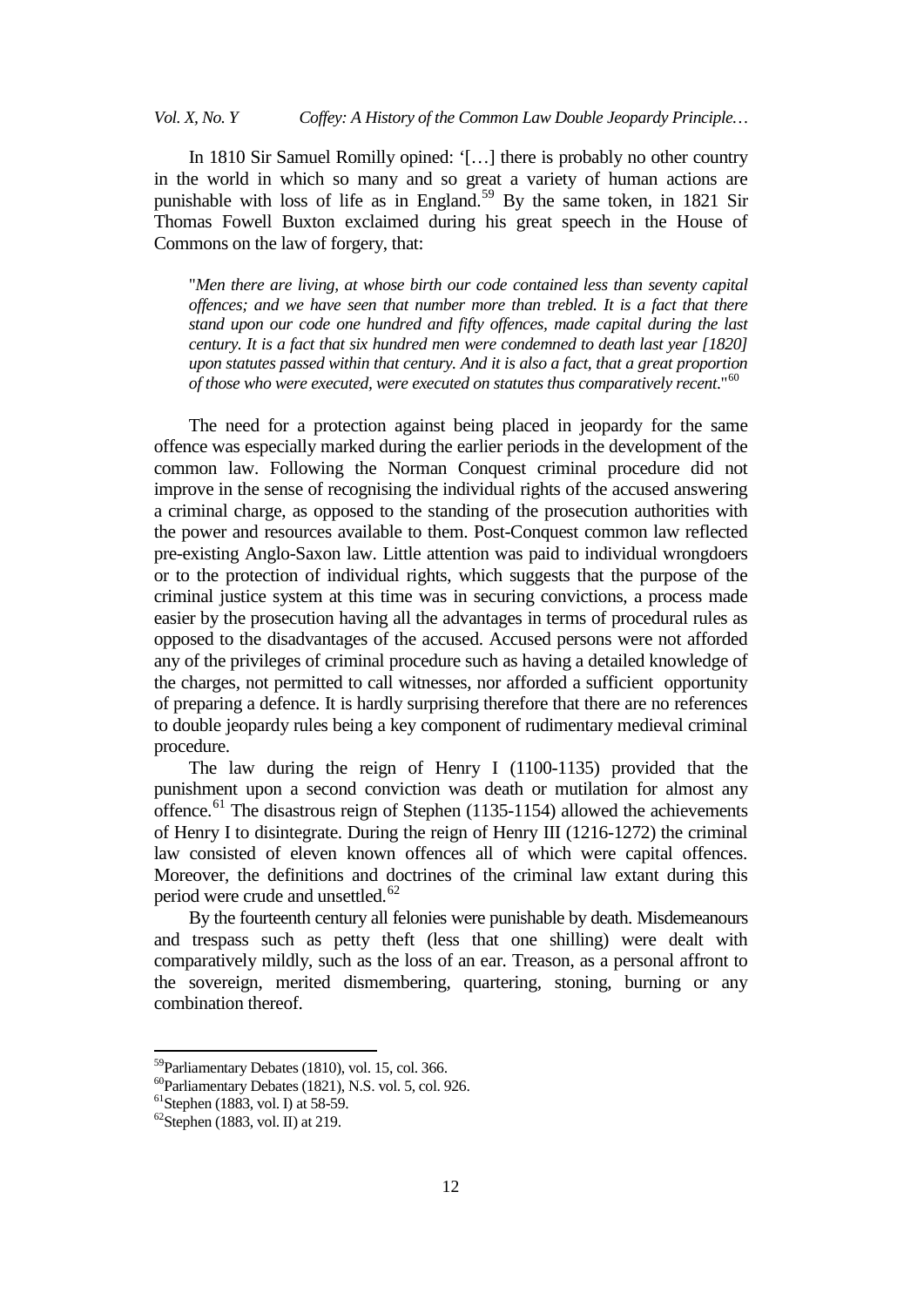In 1810 Sir Samuel Romilly opined: '[…] there is probably no other country in the world in which so many and so great a variety of human actions are punishable with loss of life as in England.[59] By the same token, in 1821 Sir Thomas Fowell Buxton exclaimed during his great speech in the House of Commons on the law of forgery, that:

> "*Men there are living, at whose birth our code contained less than seventy capital offences; and we have seen that number more than trebled. It is a fact that there stand upon our code one hundred and fifty offences, made capital during the last century. It is a fact that six hundred men were condemned to death last year [1820] upon statutes passed within that century. And it is also a fact, that a great proportion of those who were executed, were executed on statutes thus comparatively recent.*"[60]

The need for a protection against being placed in jeopardy for the same offence was especially marked during the earlier periods in the development of the common law. Following the Norman Conquest criminal procedure did not improve in the sense of recognising the individual rights of the accused answering a criminal charge, as opposed to the standing of the prosecution authorities with the power and resources available to them. Post-Conquest common law reflected pre-existing Anglo-Saxon law. Little attention was paid to individual wrongdoers or to the protection of individual rights, which suggests that the purpose of the criminal justice system at this time was in securing convictions, a process made easier by the prosecution having all the advantages in terms of procedural rules as opposed to the disadvantages of the accused. Accused persons were not afforded any of the privileges of criminal procedure such as having a detailed knowledge of the charges, not permitted to call witnesses, nor afforded a sufficient opportunity of preparing a defence. It is hardly surprising therefore that there are no references to double jeopardy rules being a key component of rudimentary medieval criminal procedure.

The law during the reign of Henry I (1100-1135) provided that the punishment upon a second conviction was death or mutilation for almost any offence.[61] The disastrous reign of Stephen (1135-1154) allowed the achievements of Henry I to disintegrate. During the reign of Henry III (1216-1272) the criminal law consisted of eleven known offences all of which were capital offences. Moreover, the definitions and doctrines of the criminal law extant during this period were crude and unsettled.[62]

By the fourteenth century all felonies were punishable by death. Misdemeanours and trespass such as petty theft (less that one shilling) were dealt with comparatively mildly, such as the loss of an ear. Treason, as a personal affront to the sovereign, merited dismembering, quartering, stoning, burning or any combination thereof.

---

[59] Parliamentary Debates (1810), vol. 15, col. 366.

[60] Parliamentary Debates (1821), N.S. vol. 5, col. 926.

[61] Stephen (1883, vol. I) at 58-59.

[62] Stephen (1883, vol. II) at 219.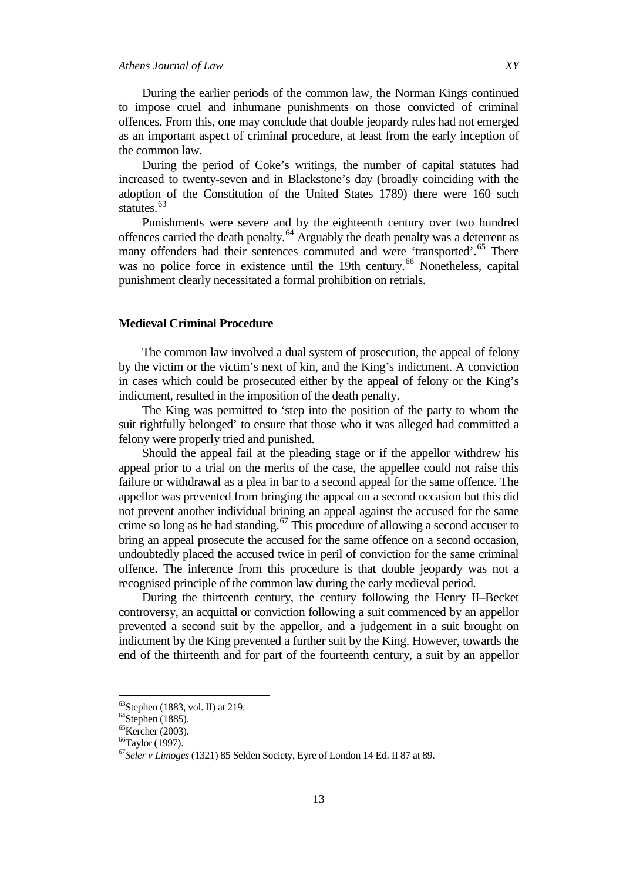During the earlier periods of the common law, the Norman Kings continued to impose cruel and inhumane punishments on those convicted of criminal offences. From this, one may conclude that double jeopardy rules had not emerged as an important aspect of criminal procedure, at least from the early inception of the common law.

During the period of Coke's writings, the number of capital statutes had increased to twenty-seven and in Blackstone's day (broadly coinciding with the adoption of the Constitution of the United States 1789) there were 160 such statutes.[63]

Punishments were severe and by the eighteenth century over two hundred offences carried the death penalty.[64] Arguably the death penalty was a deterrent as many offenders had their sentences commuted and were 'transported'.[65] There was no police force in existence until the 19th century.[66] Nonetheless, capital punishment clearly necessitated a formal prohibition on retrials.

### Medieval Criminal Procedure

The common law involved a dual system of prosecution, the appeal of felony by the victim or the victim's next of kin, and the King's indictment. A conviction in cases which could be prosecuted either by the appeal of felony or the King's indictment, resulted in the imposition of the death penalty.

The King was permitted to 'step into the position of the party to whom the suit rightfully belonged' to ensure that those who it was alleged had committed a felony were properly tried and punished.

Should the appeal fail at the pleading stage or if the appellor withdrew his appeal prior to a trial on the merits of the case, the appellee could not raise this failure or withdrawal as a plea in bar to a second appeal for the same offence. The appellor was prevented from bringing the appeal on a second occasion but this did not prevent another individual brining an appeal against the accused for the same crime so long as he had standing.[67] This procedure of allowing a second accuser to bring an appeal prosecute the accused for the same offence on a second occasion, undoubtedly placed the accused twice in peril of conviction for the same criminal offence. The inference from this procedure is that double jeopardy was not a recognised principle of the common law during the early medieval period.

During the thirteenth century, the century following the Henry II–Becket controversy, an acquittal or conviction following a suit commenced by an appellor prevented a second suit by the appellor, and a judgement in a suit brought on indictment by the King prevented a further suit by the King. However, towards the end of the thirteenth and for part of the fourteenth century, a suit by an appellor

---

[63] Stephen (1883, vol. II) at 219.

[64] Stephen (1885).

[65] Kercher (2003).

[66] Taylor (1997).

[67] *Seler v Limoges* (1321) 85 Selden Society, Eyre of London 14 Ed. II 87 at 89.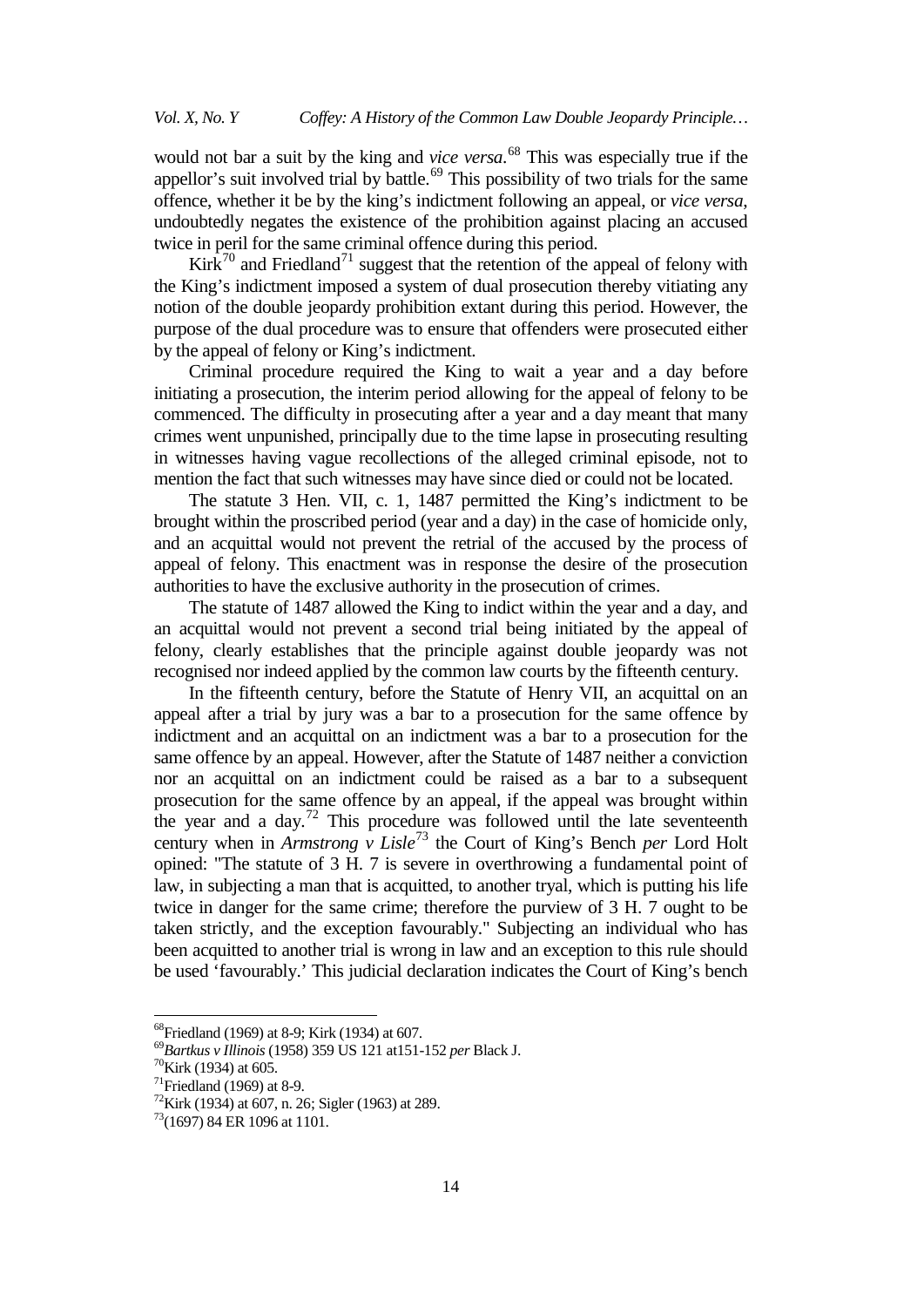would not bar a suit by the king and *vice versa*.[68] This was especially true if the appellor's suit involved trial by battle.[69] This possibility of two trials for the same offence, whether it be by the king's indictment following an appeal, or *vice versa*, undoubtedly negates the existence of the prohibition against placing an accused twice in peril for the same criminal offence during this period.

Kirk[70] and Friedland[71] suggest that the retention of the appeal of felony with the King's indictment imposed a system of dual prosecution thereby vitiating any notion of the double jeopardy prohibition extant during this period. However, the purpose of the dual procedure was to ensure that offenders were prosecuted either by the appeal of felony or King's indictment.

Criminal procedure required the King to wait a year and a day before initiating a prosecution, the interim period allowing for the appeal of felony to be commenced. The difficulty in prosecuting after a year and a day meant that many crimes went unpunished, principally due to the time lapse in prosecuting resulting in witnesses having vague recollections of the alleged criminal episode, not to mention the fact that such witnesses may have since died or could not be located.

The statute 3 Hen. VII, c. 1, 1487 permitted the King's indictment to be brought within the proscribed period (year and a day) in the case of homicide only, and an acquittal would not prevent the retrial of the accused by the process of appeal of felony. This enactment was in response the desire of the prosecution authorities to have the exclusive authority in the prosecution of crimes.

The statute of 1487 allowed the King to indict within the year and a day, and an acquittal would not prevent a second trial being initiated by the appeal of felony, clearly establishes that the principle against double jeopardy was not recognised nor indeed applied by the common law courts by the fifteenth century.

In the fifteenth century, before the Statute of Henry VII, an acquittal on an appeal after a trial by jury was a bar to a prosecution for the same offence by indictment and an acquittal on an indictment was a bar to a prosecution for the same offence by an appeal. However, after the Statute of 1487 neither a conviction nor an acquittal on an indictment could be raised as a bar to a subsequent prosecution for the same offence by an appeal, if the appeal was brought within the year and a day.[72] This procedure was followed until the late seventeenth century when in *Armstrong v Lisle*[73] the Court of King's Bench *per* Lord Holt opined: "The statute of 3 H. 7 is severe in overthrowing a fundamental point of law, in subjecting a man that is acquitted, to another tryal, which is putting his life twice in danger for the same crime; therefore the purview of 3 H. 7 ought to be taken strictly, and the exception favourably." Subjecting an individual who has been acquitted to another trial is wrong in law and an exception to this rule should be used 'favourably.' This judicial declaration indicates the Court of King's bench

---

[68] Friedland (1969) at 8-9; Kirk (1934) at 607.

[69] *Bartkus v Illinois* (1958) 359 US 121 at151-152 *per* Black J.

[70] Kirk (1934) at 605.

[71] Friedland (1969) at 8-9.

[72] Kirk (1934) at 607, n. 26; Sigler (1963) at 289.

[73] (1697) 84 ER 1096 at 1101.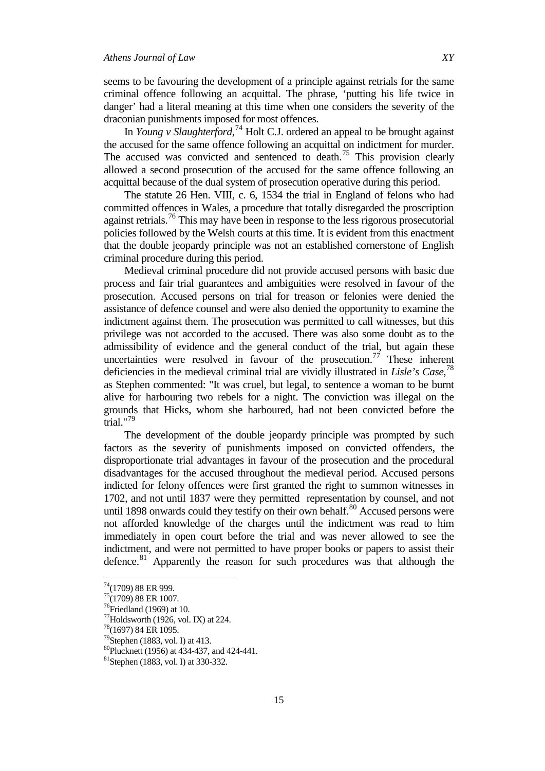seems to be favouring the development of a principle against retrials for the same criminal offence following an acquittal. The phrase, 'putting his life twice in danger' had a literal meaning at this time when one considers the severity of the draconian punishments imposed for most offences.

In *Young v Slaughterford*,[74] Holt C.J. ordered an appeal to be brought against the accused for the same offence following an acquittal on indictment for murder. The accused was convicted and sentenced to death.[75] This provision clearly allowed a second prosecution of the accused for the same offence following an acquittal because of the dual system of prosecution operative during this period.

The statute 26 Hen. VIII, c. 6, 1534 the trial in England of felons who had committed offences in Wales, a procedure that totally disregarded the proscription against retrials.[76] This may have been in response to the less rigorous prosecutorial policies followed by the Welsh courts at this time. It is evident from this enactment that the double jeopardy principle was not an established cornerstone of English criminal procedure during this period.

Medieval criminal procedure did not provide accused persons with basic due process and fair trial guarantees and ambiguities were resolved in favour of the prosecution. Accused persons on trial for treason or felonies were denied the assistance of defence counsel and were also denied the opportunity to examine the indictment against them. The prosecution was permitted to call witnesses, but this privilege was not accorded to the accused. There was also some doubt as to the admissibility of evidence and the general conduct of the trial, but again these uncertainties were resolved in favour of the prosecution.[77] These inherent deficiencies in the medieval criminal trial are vividly illustrated in *Lisle's Case*,[78] as Stephen commented: "It was cruel, but legal, to sentence a woman to be burnt alive for harbouring two rebels for a night. The conviction was illegal on the grounds that Hicks, whom she harboured, had not been convicted before the trial."[79]

The development of the double jeopardy principle was prompted by such factors as the severity of punishments imposed on convicted offenders, the disproportionate trial advantages in favour of the prosecution and the procedural disadvantages for the accused throughout the medieval period. Accused persons indicted for felony offences were first granted the right to summon witnesses in 1702, and not until 1837 were they permitted representation by counsel, and not until 1898 onwards could they testify on their own behalf.[80] Accused persons were not afforded knowledge of the charges until the indictment was read to him immediately in open court before the trial and was never allowed to see the indictment, and were not permitted to have proper books or papers to assist their defence.[81] Apparently the reason for such procedures was that although the

---

[74] (1709) 88 ER 999.

[75] (1709) 88 ER 1007.

[76] Friedland (1969) at 10.

[77] Holdsworth (1926, vol. IX) at 224.

[78] (1697) 84 ER 1095.

[79] Stephen (1883, vol. I) at 413.

[80] Plucknett (1956) at 434-437, and 424-441.

[81] Stephen (1883, vol. I) at 330-332.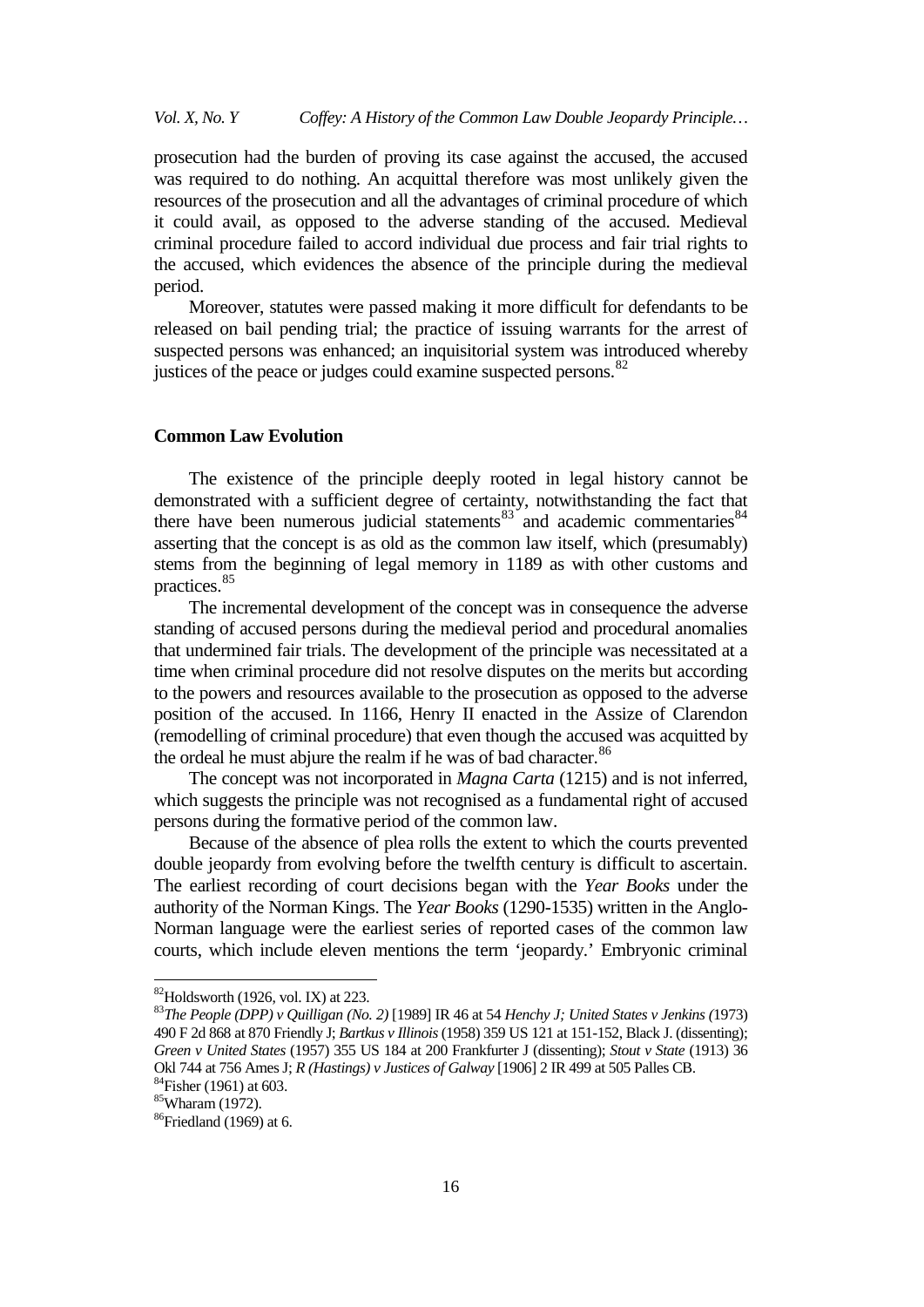prosecution had the burden of proving its case against the accused, the accused was required to do nothing. An acquittal therefore was most unlikely given the resources of the prosecution and all the advantages of criminal procedure of which it could avail, as opposed to the adverse standing of the accused. Medieval criminal procedure failed to accord individual due process and fair trial rights to the accused, which evidences the absence of the principle during the medieval period.

Moreover, statutes were passed making it more difficult for defendants to be released on bail pending trial; the practice of issuing warrants for the arrest of suspected persons was enhanced; an inquisitorial system was introduced whereby justices of the peace or judges could examine suspected persons.[82]

## Common Law Evolution

The existence of the principle deeply rooted in legal history cannot be demonstrated with a sufficient degree of certainty, notwithstanding the fact that there have been numerous judicial statements[83] and academic commentaries[84] asserting that the concept is as old as the common law itself, which (presumably) stems from the beginning of legal memory in 1189 as with other customs and practices.[85]

The incremental development of the concept was in consequence the adverse standing of accused persons during the medieval period and procedural anomalies that undermined fair trials. The development of the principle was necessitated at a time when criminal procedure did not resolve disputes on the merits but according to the powers and resources available to the prosecution as opposed to the adverse position of the accused. In 1166, Henry II enacted in the Assize of Clarendon (remodelling of criminal procedure) that even though the accused was acquitted by the ordeal he must abjure the realm if he was of bad character.[86]

The concept was not incorporated in *Magna Carta* (1215) and is not inferred, which suggests the principle was not recognised as a fundamental right of accused persons during the formative period of the common law.

Because of the absence of plea rolls the extent to which the courts prevented double jeopardy from evolving before the twelfth century is difficult to ascertain. The earliest recording of court decisions began with the *Year Books* under the authority of the Norman Kings. The *Year Books* (1290-1535) written in the Anglo-Norman language were the earliest series of reported cases of the common law courts, which include eleven mentions the term 'jeopardy.' Embryonic criminal

---

[82] Holdsworth (1926, vol. IX) at 223.

[83] *The People (DPP) v Quilligan (No. 2)* [1989] IR 46 at 54 *Henchy J; United States v Jenkins (*1973) 490 F 2d 868 at 870 Friendly J; *Bartkus v Illinois* (1958) 359 US 121 at 151-152, Black J. (dissenting); *Green v United States* (1957) 355 US 184 at 200 Frankfurter J (dissenting); *Stout v State* (1913) 36 Okl 744 at 756 Ames J; *R (Hastings) v Justices of Galway* [1906] 2 IR 499 at 505 Palles CB.

[84] Fisher (1961) at 603.

[85] Wharam (1972).

[86] Friedland (1969) at 6.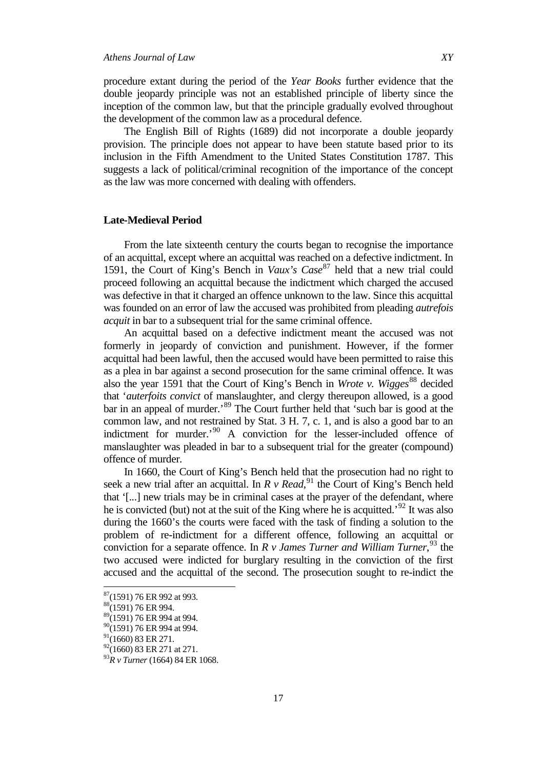procedure extant during the period of the *Year Books* further evidence that the double jeopardy principle was not an established principle of liberty since the inception of the common law, but that the principle gradually evolved throughout the development of the common law as a procedural defence.

The English Bill of Rights (1689) did not incorporate a double jeopardy provision. The principle does not appear to have been statute based prior to its inclusion in the Fifth Amendment to the United States Constitution 1787. This suggests a lack of political/criminal recognition of the importance of the concept as the law was more concerned with dealing with offenders.

### Late-Medieval Period

From the late sixteenth century the courts began to recognise the importance of an acquittal, except where an acquittal was reached on a defective indictment. In 1591, the Court of King's Bench in *Vaux's Case*[87] held that a new trial could proceed following an acquittal because the indictment which charged the accused was defective in that it charged an offence unknown to the law. Since this acquittal was founded on an error of law the accused was prohibited from pleading *autrefois acquit* in bar to a subsequent trial for the same criminal offence.

An acquittal based on a defective indictment meant the accused was not formerly in jeopardy of conviction and punishment. However, if the former acquittal had been lawful, then the accused would have been permitted to raise this as a plea in bar against a second prosecution for the same criminal offence. It was also the year 1591 that the Court of King's Bench in *Wrote v. Wigges*[88] decided that '*auterfoits convict* of manslaughter, and clergy thereupon allowed, is a good bar in an appeal of murder.'[89] The Court further held that 'such bar is good at the common law, and not restrained by Stat. 3 H. 7, c. 1, and is also a good bar to an indictment for murder.'[90] A conviction for the lesser-included offence of manslaughter was pleaded in bar to a subsequent trial for the greater (compound) offence of murder.

In 1660, the Court of King's Bench held that the prosecution had no right to seek a new trial after an acquittal. In *R v Read*,[91] the Court of King's Bench held that '[...] new trials may be in criminal cases at the prayer of the defendant, where he is convicted (but) not at the suit of the King where he is acquitted.'[92] It was also during the 1660's the courts were faced with the task of finding a solution to the problem of re-indictment for a different offence, following an acquittal or conviction for a separate offence. In *R v James Turner and William Turner*,[93] the two accused were indicted for burglary resulting in the conviction of the first accused and the acquittal of the second. The prosecution sought to re-indict the

---

[87](1591) 76 ER 992 at 993.

[88](1591) 76 ER 994.

[89](1591) 76 ER 994 at 994.

[90](1591) 76 ER 994 at 994.

[91](1660) 83 ER 271.

[92](1660) 83 ER 271 at 271.

[93]*R v Turner* (1664) 84 ER 1068.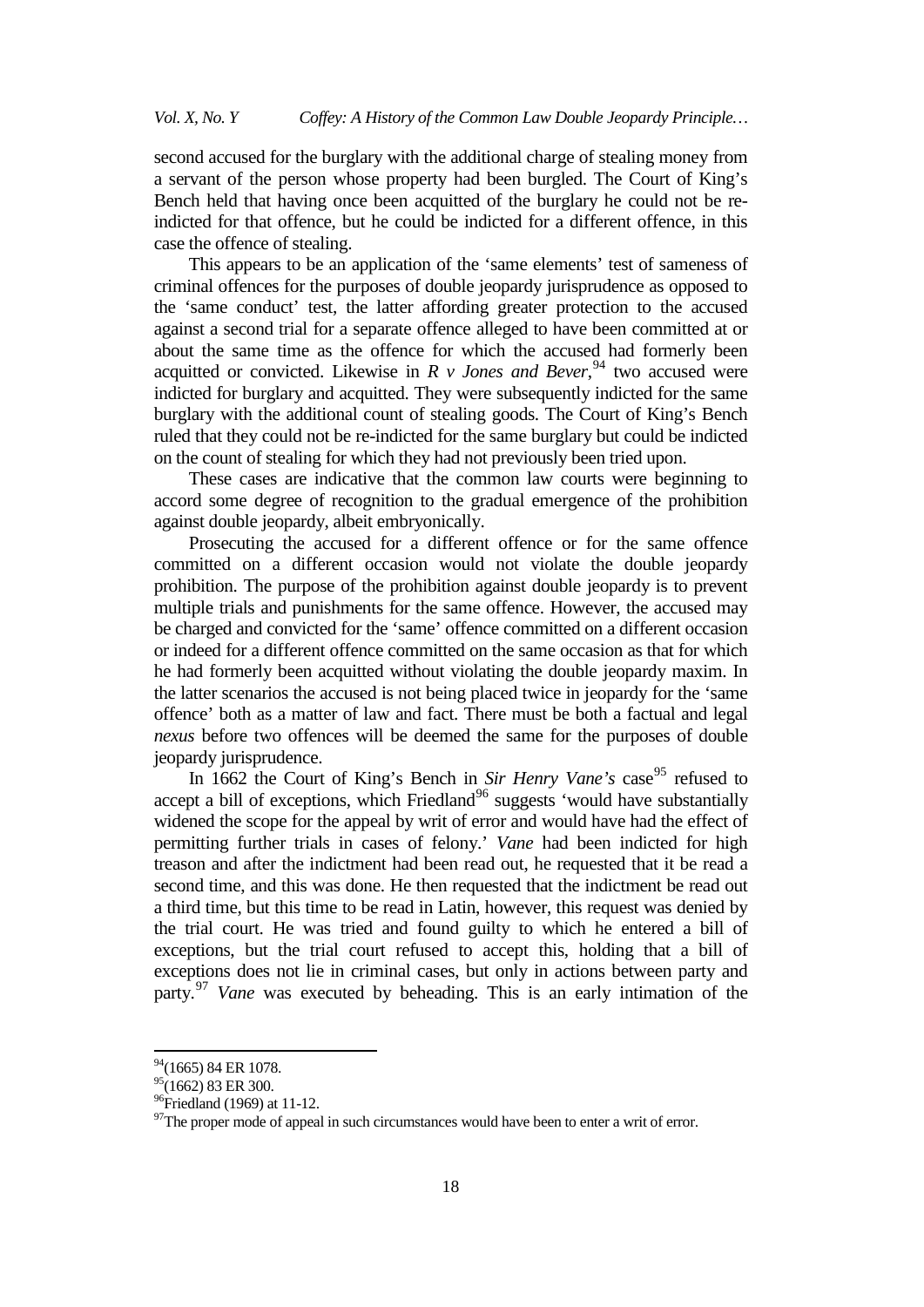second accused for the burglary with the additional charge of stealing money from a servant of the person whose property had been burgled. The Court of King's Bench held that having once been acquitted of the burglary he could not be re-indicted for that offence, but he could be indicted for a different offence, in this case the offence of stealing.

This appears to be an application of the 'same elements' test of sameness of criminal offences for the purposes of double jeopardy jurisprudence as opposed to the 'same conduct' test, the latter affording greater protection to the accused against a second trial for a separate offence alleged to have been committed at or about the same time as the offence for which the accused had formerly been acquitted or convicted. Likewise in *R v Jones and Bever*,[94] two accused were indicted for burglary and acquitted. They were subsequently indicted for the same burglary with the additional count of stealing goods. The Court of King's Bench ruled that they could not be re-indicted for the same burglary but could be indicted on the count of stealing for which they had not previously been tried upon.

These cases are indicative that the common law courts were beginning to accord some degree of recognition to the gradual emergence of the prohibition against double jeopardy, albeit embryonically.

Prosecuting the accused for a different offence or for the same offence committed on a different occasion would not violate the double jeopardy prohibition. The purpose of the prohibition against double jeopardy is to prevent multiple trials and punishments for the same offence. However, the accused may be charged and convicted for the 'same' offence committed on a different occasion or indeed for a different offence committed on the same occasion as that for which he had formerly been acquitted without violating the double jeopardy maxim. In the latter scenarios the accused is not being placed twice in jeopardy for the 'same offence' both as a matter of law and fact. There must be both a factual and legal *nexus* before two offences will be deemed the same for the purposes of double jeopardy jurisprudence.

In 1662 the Court of King's Bench in *Sir Henry Vane's* case[95] refused to accept a bill of exceptions, which Friedland[96] suggests 'would have substantially widened the scope for the appeal by writ of error and would have had the effect of permitting further trials in cases of felony.' *Vane* had been indicted for high treason and after the indictment had been read out, he requested that it be read a second time, and this was done. He then requested that the indictment be read out a third time, but this time to be read in Latin, however, this request was denied by the trial court. He was tried and found guilty to which he entered a bill of exceptions, but the trial court refused to accept this, holding that a bill of exceptions does not lie in criminal cases, but only in actions between party and party.[97] *Vane* was executed by beheading. This is an early intimation of the

---

[94] (1665) 84 ER 1078.

[95] (1662) 83 ER 300.

[96] Friedland (1969) at 11-12.

[97] The proper mode of appeal in such circumstances would have been to enter a writ of error.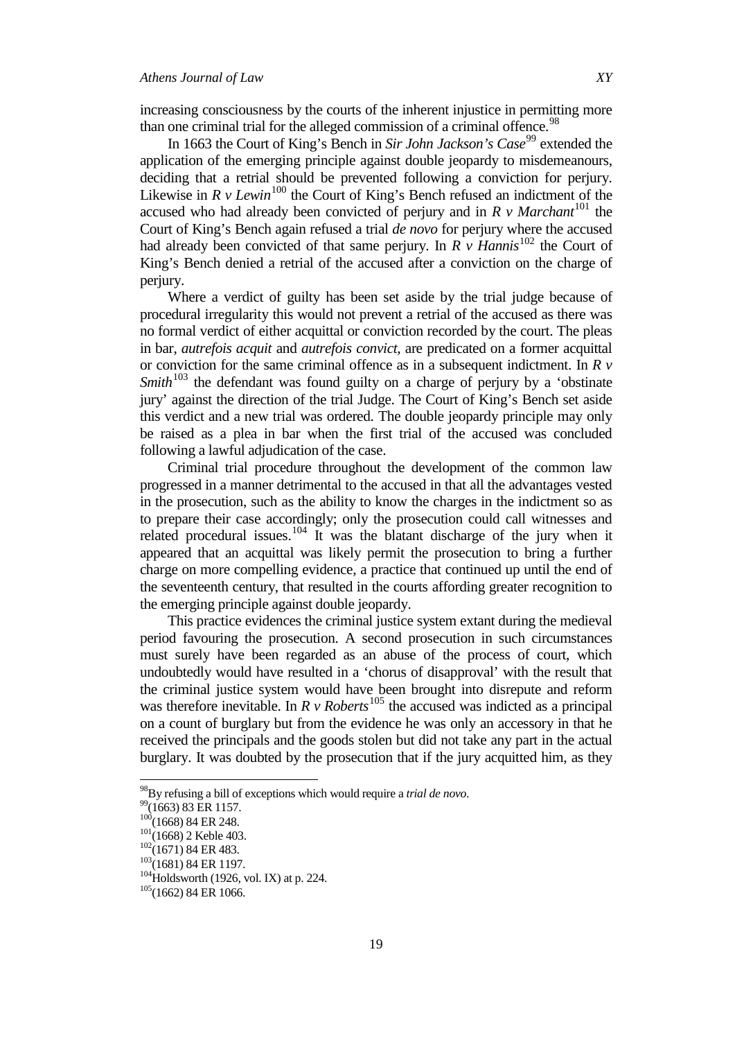increasing consciousness by the courts of the inherent injustice in permitting more than one criminal trial for the alleged commission of a criminal offence.[98]

In 1663 the Court of King's Bench in *Sir John Jackson's Case*[99] extended the application of the emerging principle against double jeopardy to misdemeanours, deciding that a retrial should be prevented following a conviction for perjury. Likewise in *R v Lewin*[100] the Court of King's Bench refused an indictment of the accused who had already been convicted of perjury and in *R v Marchant*[101] the Court of King's Bench again refused a trial *de novo* for perjury where the accused had already been convicted of that same perjury. In *R v Hannis*[102] the Court of King's Bench denied a retrial of the accused after a conviction on the charge of perjury.

Where a verdict of guilty has been set aside by the trial judge because of procedural irregularity this would not prevent a retrial of the accused as there was no formal verdict of either acquittal or conviction recorded by the court. The pleas in bar, *autrefois acquit* and *autrefois convict*, are predicated on a former acquittal or conviction for the same criminal offence as in a subsequent indictment. In *R v Smith*[103] the defendant was found guilty on a charge of perjury by a 'obstinate jury' against the direction of the trial Judge. The Court of King's Bench set aside this verdict and a new trial was ordered. The double jeopardy principle may only be raised as a plea in bar when the first trial of the accused was concluded following a lawful adjudication of the case.

Criminal trial procedure throughout the development of the common law progressed in a manner detrimental to the accused in that all the advantages vested in the prosecution, such as the ability to know the charges in the indictment so as to prepare their case accordingly; only the prosecution could call witnesses and related procedural issues.[104] It was the blatant discharge of the jury when it appeared that an acquittal was likely permit the prosecution to bring a further charge on more compelling evidence, a practice that continued up until the end of the seventeenth century, that resulted in the courts affording greater recognition to the emerging principle against double jeopardy.

This practice evidences the criminal justice system extant during the medieval period favouring the prosecution. A second prosecution in such circumstances must surely have been regarded as an abuse of the process of court, which undoubtedly would have resulted in a 'chorus of disapproval' with the result that the criminal justice system would have been brought into disrepute and reform was therefore inevitable. In *R v Roberts*[105] the accused was indicted as a principal on a count of burglary but from the evidence he was only an accessory in that he received the principals and the goods stolen but did not take any part in the actual burglary. It was doubted by the prosecution that if the jury acquitted him, as they

---

[98] By refusing a bill of exceptions which would require a *trial de novo*.
[99] (1663) 83 ER 1157.
[100] (1668) 84 ER 248.
[101] (1668) 2 Keble 403.
[102] (1671) 84 ER 483.
[103] (1681) 84 ER 1197.
[104] Holdsworth (1926, vol. IX) at p. 224.
[105] (1662) 84 ER 1066.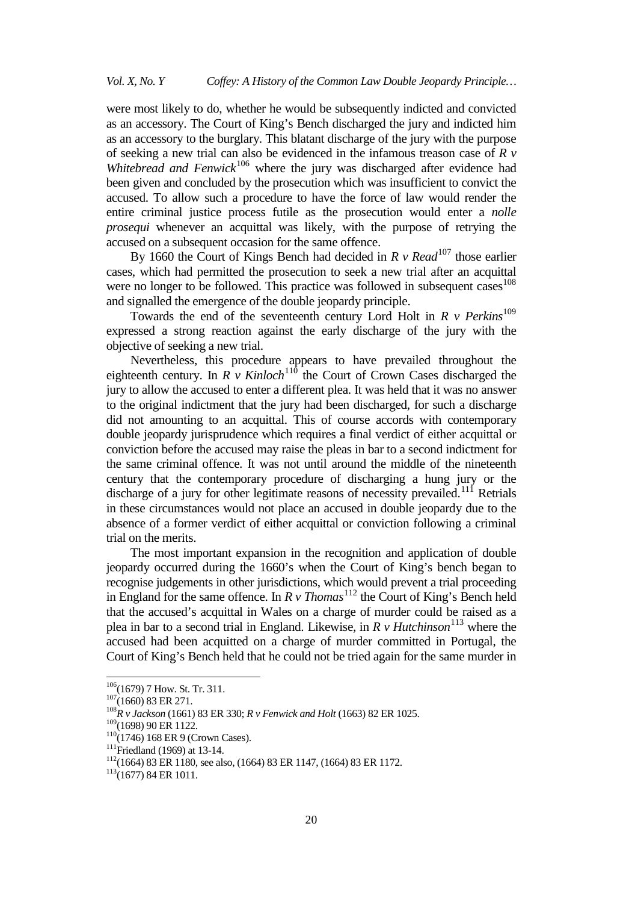were most likely to do, whether he would be subsequently indicted and convicted as an accessory. The Court of King's Bench discharged the jury and indicted him as an accessory to the burglary. This blatant discharge of the jury with the purpose of seeking a new trial can also be evidenced in the infamous treason case of *R v Whitebread and Fenwick*[106] where the jury was discharged after evidence had been given and concluded by the prosecution which was insufficient to convict the accused. To allow such a procedure to have the force of law would render the entire criminal justice process futile as the prosecution would enter a *nolle prosequi* whenever an acquittal was likely, with the purpose of retrying the accused on a subsequent occasion for the same offence.

By 1660 the Court of Kings Bench had decided in *R v Read*[107] those earlier cases, which had permitted the prosecution to seek a new trial after an acquittal were no longer to be followed. This practice was followed in subsequent cases[108] and signalled the emergence of the double jeopardy principle.

Towards the end of the seventeenth century Lord Holt in *R v Perkins*[109] expressed a strong reaction against the early discharge of the jury with the objective of seeking a new trial.

Nevertheless, this procedure appears to have prevailed throughout the eighteenth century. In *R v Kinloch*[110] the Court of Crown Cases discharged the jury to allow the accused to enter a different plea. It was held that it was no answer to the original indictment that the jury had been discharged, for such a discharge did not amounting to an acquittal. This of course accords with contemporary double jeopardy jurisprudence which requires a final verdict of either acquittal or conviction before the accused may raise the pleas in bar to a second indictment for the same criminal offence. It was not until around the middle of the nineteenth century that the contemporary procedure of discharging a hung jury or the discharge of a jury for other legitimate reasons of necessity prevailed.[111] Retrials in these circumstances would not place an accused in double jeopardy due to the absence of a former verdict of either acquittal or conviction following a criminal trial on the merits.

The most important expansion in the recognition and application of double jeopardy occurred during the 1660's when the Court of King's bench began to recognise judgements in other jurisdictions, which would prevent a trial proceeding in England for the same offence. In *R v Thomas*[112] the Court of King's Bench held that the accused's acquittal in Wales on a charge of murder could be raised as a plea in bar to a second trial in England. Likewise, in *R v Hutchinson*[113] where the accused had been acquitted on a charge of murder committed in Portugal, the Court of King's Bench held that he could not be tried again for the same murder in

---

[106] (1679) 7 How. St. Tr. 311.

[107] (1660) 83 ER 271.

[108] *R v Jackson* (1661) 83 ER 330; *R v Fenwick and Holt* (1663) 82 ER 1025.

[109] (1698) 90 ER 1122.

[110] (1746) 168 ER 9 (Crown Cases).

[111] Friedland (1969) at 13-14.

[112] (1664) 83 ER 1180, see also, (1664) 83 ER 1147, (1664) 83 ER 1172.

[113] (1677) 84 ER 1011.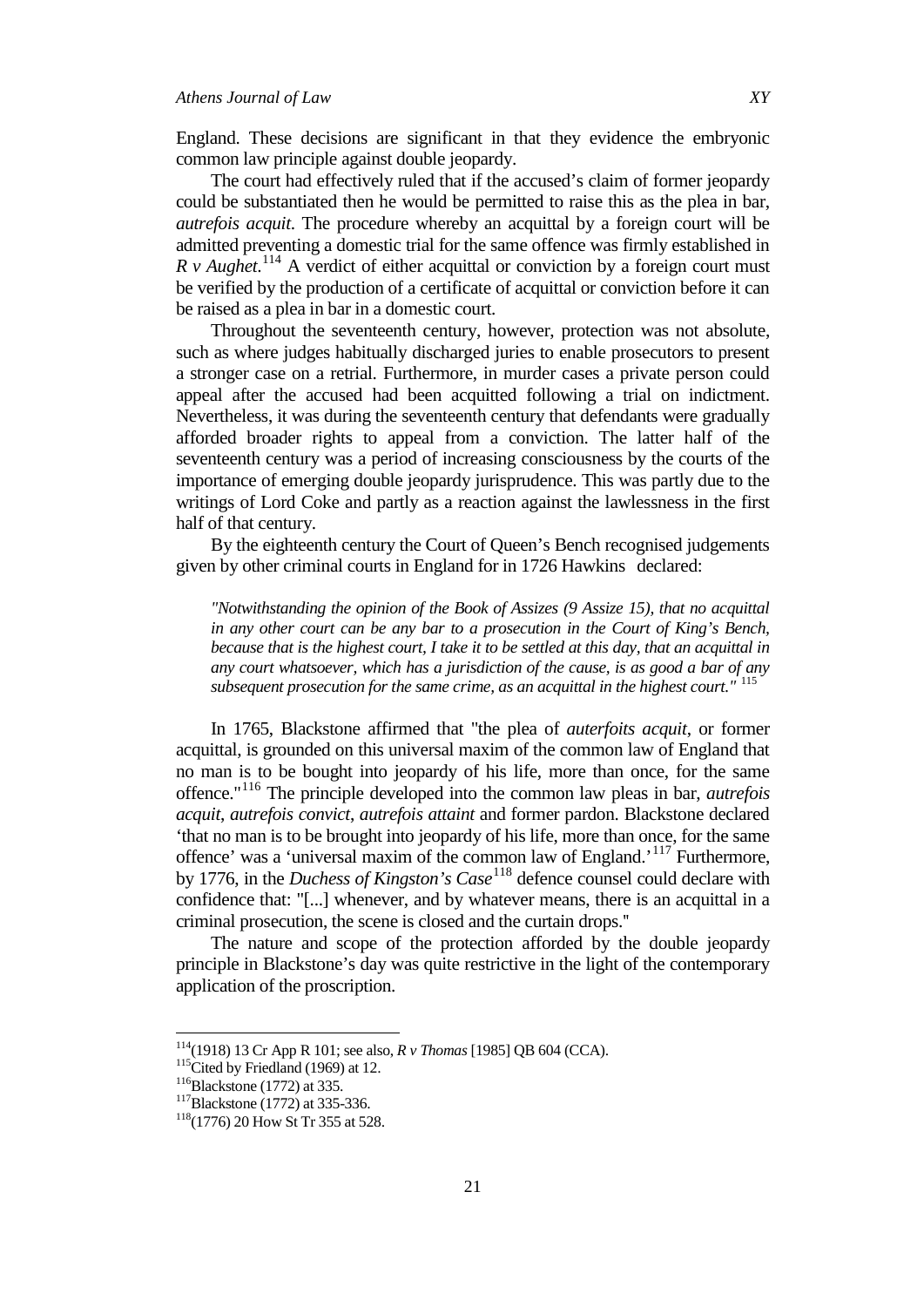England. These decisions are significant in that they evidence the embryonic common law principle against double jeopardy.

The court had effectively ruled that if the accused's claim of former jeopardy could be substantiated then he would be permitted to raise this as the plea in bar, *autrefois acquit*. The procedure whereby an acquittal by a foreign court will be admitted preventing a domestic trial for the same offence was firmly established in *R v Aughet*.[114] A verdict of either acquittal or conviction by a foreign court must be verified by the production of a certificate of acquittal or conviction before it can be raised as a plea in bar in a domestic court.

Throughout the seventeenth century, however, protection was not absolute, such as where judges habitually discharged juries to enable prosecutors to present a stronger case on a retrial. Furthermore, in murder cases a private person could appeal after the accused had been acquitted following a trial on indictment. Nevertheless, it was during the seventeenth century that defendants were gradually afforded broader rights to appeal from a conviction. The latter half of the seventeenth century was a period of increasing consciousness by the courts of the importance of emerging double jeopardy jurisprudence. This was partly due to the writings of Lord Coke and partly as a reaction against the lawlessness in the first half of that century.

By the eighteenth century the Court of Queen's Bench recognised judgements given by other criminal courts in England for in 1726 Hawkins declared:

> *"Notwithstanding the opinion of the Book of Assizes (9 Assize 15), that no acquittal in any other court can be any bar to a prosecution in the Court of King's Bench, because that is the highest court, I take it to be settled at this day, that an acquittal in any court whatsoever, which has a jurisdiction of the cause, is as good a bar of any subsequent prosecution for the same crime, as an acquittal in the highest court."* [115]

In 1765, Blackstone affirmed that "the plea of *auterfoits acquit*, or former acquittal, is grounded on this universal maxim of the common law of England that no man is to be bought into jeopardy of his life, more than once, for the same offence."[116] The principle developed into the common law pleas in bar, *autrefois acquit*, *autrefois convict*, *autrefois attaint* and former pardon. Blackstone declared 'that no man is to be brought into jeopardy of his life, more than once, for the same offence' was a 'universal maxim of the common law of England.'[117] Furthermore, by 1776, in the *Duchess of Kingston's Case*[118] defence counsel could declare with confidence that: "[...] whenever, and by whatever means, there is an acquittal in a criminal prosecution, the scene is closed and the curtain drops."

The nature and scope of the protection afforded by the double jeopardy principle in Blackstone's day was quite restrictive in the light of the contemporary application of the proscription.

---

[114](1918) 13 Cr App R 101; see also, *R v Thomas* [1985] QB 604 (CCA).

[115]Cited by Friedland (1969) at 12.

[116]Blackstone (1772) at 335.

[117]Blackstone (1772) at 335-336.

[118](1776) 20 How St Tr 355 at 528.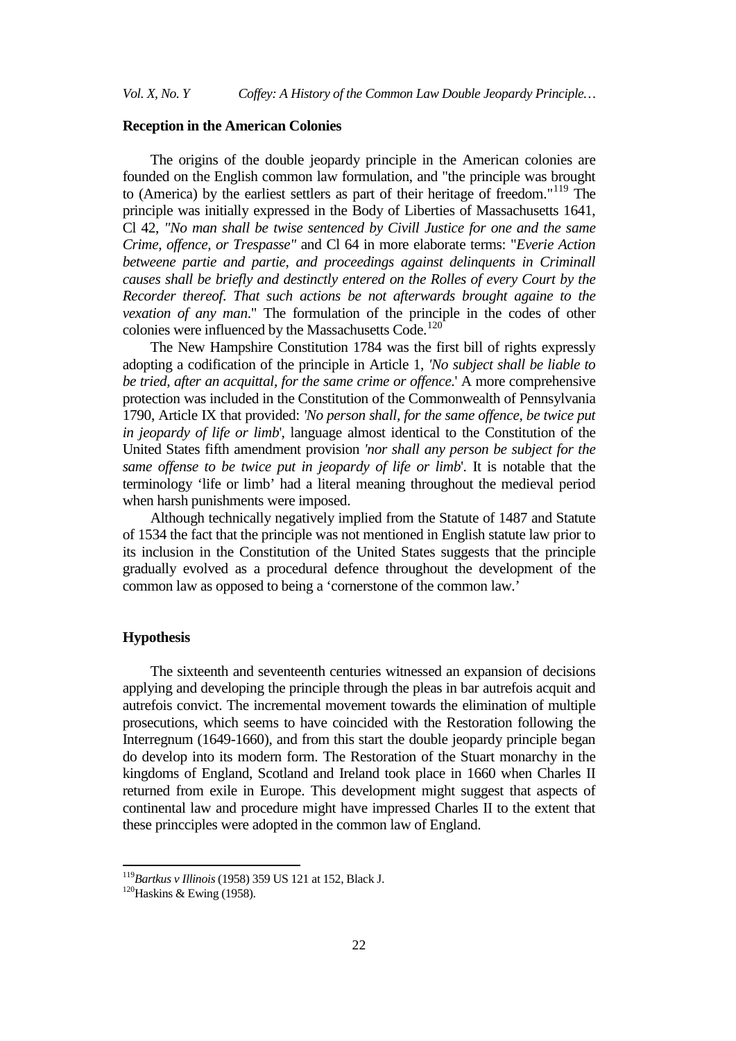## Reception in the American Colonies

The origins of the double jeopardy principle in the American colonies are founded on the English common law formulation, and "the principle was brought to (America) by the earliest settlers as part of their heritage of freedom."[119] The principle was initially expressed in the Body of Liberties of Massachusetts 1641, Cl 42, *"No man shall be twise sentenced by Civill Justice for one and the same Crime, offence, or Trespasse"* and Cl 64 in more elaborate terms: "*Everie Action betweene partie and partie, and proceedings against delinquents in Criminall causes shall be briefly and destinctly entered on the Rolles of every Court by the Recorder thereof. That such actions be not afterwards brought againe to the vexation of any man*." The formulation of the principle in the codes of other colonies were influenced by the Massachusetts Code.[120]

The New Hampshire Constitution 1784 was the first bill of rights expressly adopting a codification of the principle in Article 1, *'No subject shall be liable to be tried, after an acquittal, for the same crime or offence*.' A more comprehensive protection was included in the Constitution of the Commonwealth of Pennsylvania 1790, Article IX that provided: *'No person shall, for the same offence, be twice put in jeopardy of life or limb*', language almost identical to the Constitution of the United States fifth amendment provision *'nor shall any person be subject for the same offense to be twice put in jeopardy of life or limb*'. It is notable that the terminology 'life or limb' had a literal meaning throughout the medieval period when harsh punishments were imposed.

Although technically negatively implied from the Statute of 1487 and Statute of 1534 the fact that the principle was not mentioned in English statute law prior to its inclusion in the Constitution of the United States suggests that the principle gradually evolved as a procedural defence throughout the development of the common law as opposed to being a 'cornerstone of the common law.'

## Hypothesis

The sixteenth and seventeenth centuries witnessed an expansion of decisions applying and developing the principle through the pleas in bar autrefois acquit and autrefois convict. The incremental movement towards the elimination of multiple prosecutions, which seems to have coincided with the Restoration following the Interregnum (1649-1660), and from this start the double jeopardy principle began do develop into its modern form. The Restoration of the Stuart monarchy in the kingdoms of England, Scotland and Ireland took place in 1660 when Charles II returned from exile in Europe. This development might suggest that aspects of continental law and procedure might have impressed Charles II to the extent that these princciples were adopted in the common law of England.

---

[119] *Bartkus v Illinois* (1958) 359 US 121 at 152, Black J.

[120] Haskins & Ewing (1958).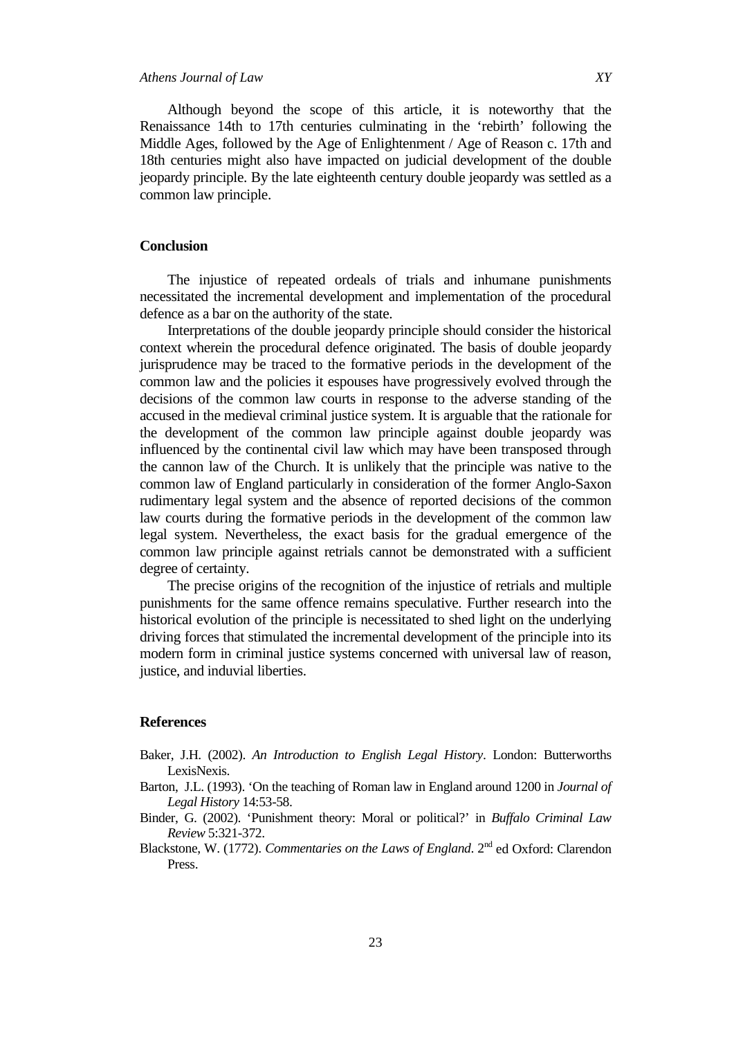Although beyond the scope of this article, it is noteworthy that the Renaissance 14th to 17th centuries culminating in the 'rebirth' following the Middle Ages, followed by the Age of Enlightenment / Age of Reason c. 17th and 18th centuries might also have impacted on judicial development of the double jeopardy principle. By the late eighteenth century double jeopardy was settled as a common law principle.

## Conclusion

The injustice of repeated ordeals of trials and inhumane punishments necessitated the incremental development and implementation of the procedural defence as a bar on the authority of the state.

Interpretations of the double jeopardy principle should consider the historical context wherein the procedural defence originated. The basis of double jeopardy jurisprudence may be traced to the formative periods in the development of the common law and the policies it espouses have progressively evolved through the decisions of the common law courts in response to the adverse standing of the accused in the medieval criminal justice system. It is arguable that the rationale for the development of the common law principle against double jeopardy was influenced by the continental civil law which may have been transposed through the cannon law of the Church. It is unlikely that the principle was native to the common law of England particularly in consideration of the former Anglo-Saxon rudimentary legal system and the absence of reported decisions of the common law courts during the formative periods in the development of the common law legal system. Nevertheless, the exact basis for the gradual emergence of the common law principle against retrials cannot be demonstrated with a sufficient degree of certainty.

The precise origins of the recognition of the injustice of retrials and multiple punishments for the same offence remains speculative. Further research into the historical evolution of the principle is necessitated to shed light on the underlying driving forces that stimulated the incremental development of the principle into its modern form in criminal justice systems concerned with universal law of reason, justice, and induvial liberties.

## References

Baker, J.H. (2002). *An Introduction to English Legal History*. London: Butterworths LexisNexis.

Barton, J.L. (1993). 'On the teaching of Roman law in England around 1200 in *Journal of Legal History* 14:53-58.

Binder, G. (2002). 'Punishment theory: Moral or political?' in *Buffalo Criminal Law Review* 5:321-372.

Blackstone, W. (1772). *Commentaries on the Laws of England*. 2nd ed Oxford: Clarendon Press.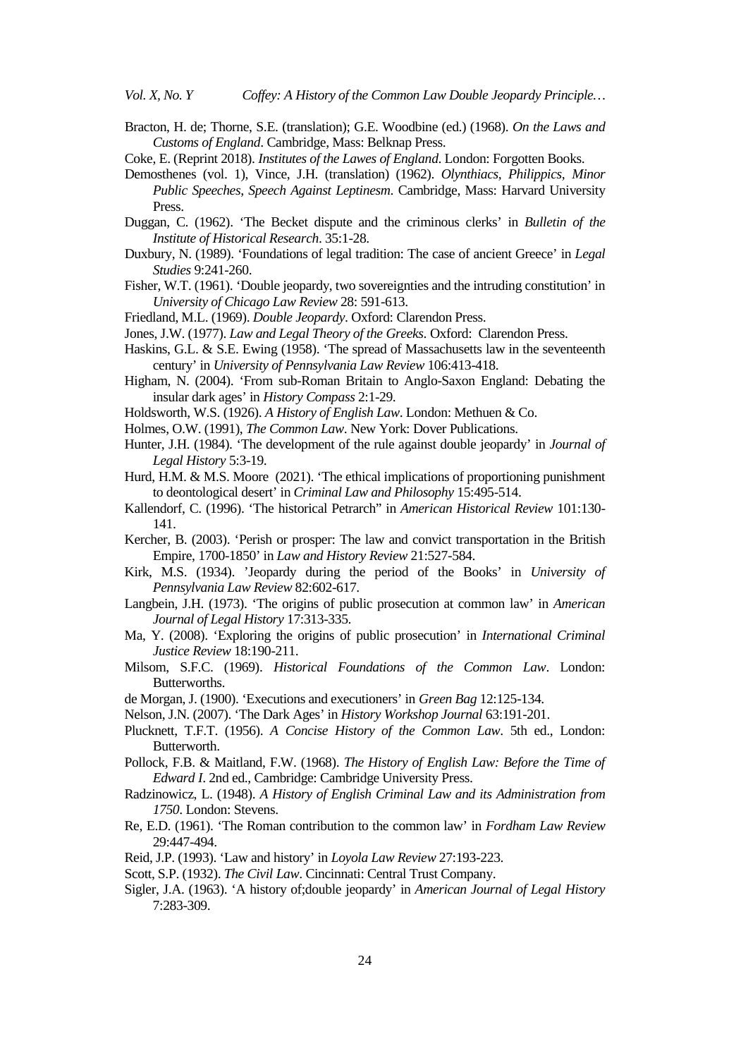Bracton, H. de; Thorne, S.E. (translation); G.E. Woodbine (ed.) (1968). *On the Laws and Customs of England*. Cambridge, Mass: Belknap Press.

Coke, E. (Reprint 2018). *Institutes of the Lawes of England*. London: Forgotten Books.

Demosthenes (vol. 1), Vince, J.H. (translation) (1962). *Olynthiacs, Philippics, Minor Public Speeches, Speech Against Leptinesm*. Cambridge, Mass: Harvard University Press.

Duggan, C. (1962). 'The Becket dispute and the criminous clerks' in *Bulletin of the Institute of Historical Research*. 35:1-28.

Duxbury, N. (1989). 'Foundations of legal tradition: The case of ancient Greece' in *Legal Studies* 9:241-260.

Fisher, W.T. (1961). 'Double jeopardy, two sovereignties and the intruding constitution' in *University of Chicago Law Review* 28: 591-613.

Friedland, M.L. (1969). *Double Jeopardy*. Oxford: Clarendon Press.

Jones, J.W. (1977). *Law and Legal Theory of the Greeks*. Oxford: Clarendon Press.

Haskins, G.L. & S.E. Ewing (1958). 'The spread of Massachusetts law in the seventeenth century' in *University of Pennsylvania Law Review* 106:413-418.

Higham, N. (2004). 'From sub-Roman Britain to Anglo-Saxon England: Debating the insular dark ages' in *History Compass* 2:1-29.

Holdsworth, W.S. (1926). *A History of English Law*. London: Methuen & Co.

Holmes, O.W. (1991), *The Common Law*. New York: Dover Publications.

Hunter, J.H. (1984). 'The development of the rule against double jeopardy' in *Journal of Legal History* 5:3-19.

Hurd, H.M. & M.S. Moore (2021). 'The ethical implications of proportioning punishment to deontological desert' in *Criminal Law and Philosophy* 15:495-514.

Kallendorf, C. (1996). 'The historical Petrarch" in *American Historical Review* 101:130-141.

Kercher, B. (2003). 'Perish or prosper: The law and convict transportation in the British Empire, 1700-1850' in *Law and History Review* 21:527-584.

Kirk, M.S. (1934). 'Jeopardy during the period of the Books' in *University of Pennsylvania Law Review* 82:602-617.

Langbein, J.H. (1973). 'The origins of public prosecution at common law' in *American Journal of Legal History* 17:313-335.

Ma, Y. (2008). 'Exploring the origins of public prosecution' in *International Criminal Justice Review* 18:190-211.

Milsom, S.F.C. (1969). *Historical Foundations of the Common Law*. London: Butterworths.

de Morgan, J. (1900). 'Executions and executioners' in *Green Bag* 12:125-134.

Nelson, J.N. (2007). 'The Dark Ages' in *History Workshop Journal* 63:191-201.

Plucknett, T.F.T. (1956). *A Concise History of the Common Law*. 5th ed., London: Butterworth.

Pollock, F.B. & Maitland, F.W. (1968). *The History of English Law: Before the Time of Edward I*. 2nd ed., Cambridge: Cambridge University Press.

Radzinowicz, L. (1948). *A History of English Criminal Law and its Administration from 1750*. London: Stevens.

Re, E.D. (1961). 'The Roman contribution to the common law' in *Fordham Law Review* 29:447-494.

Reid, J.P. (1993). 'Law and history' in *Loyola Law Review* 27:193-223.

Scott, S.P. (1932). *The Civil Law*. Cincinnati: Central Trust Company.

Sigler, J.A. (1963). 'A history of;double jeopardy' in *American Journal of Legal History* 7:283-309.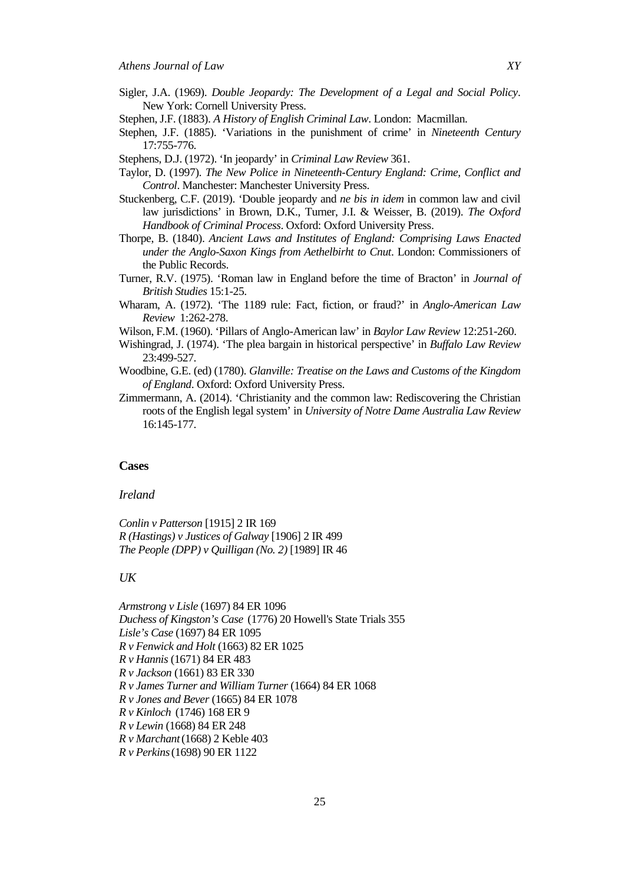Sigler, J.A. (1969). *Double Jeopardy: The Development of a Legal and Social Policy*. New York: Cornell University Press.

Stephen, J.F. (1883). *A History of English Criminal Law*. London: Macmillan.

Stephen, J.F. (1885). 'Variations in the punishment of crime' in *Nineteenth Century* 17:755-776.

Stephens, D.J. (1972). 'In jeopardy' in *Criminal Law Review* 361.

Taylor, D. (1997). *The New Police in Nineteenth-Century England: Crime, Conflict and Control*. Manchester: Manchester University Press.

Stuckenberg, C.F. (2019). 'Double jeopardy and *ne bis in idem* in common law and civil law jurisdictions' in Brown, D.K., Turner, J.I. & Weisser, B. (2019). *The Oxford Handbook of Criminal Process*. Oxford: Oxford University Press.

Thorpe, B. (1840). *Ancient Laws and Institutes of England: Comprising Laws Enacted under the Anglo-Saxon Kings from Aethelbirht to Cnut*. London: Commissioners of the Public Records.

Turner, R.V. (1975). 'Roman law in England before the time of Bracton' in *Journal of British Studies* 15:1-25.

Wharam, A. (1972). 'The 1189 rule: Fact, fiction, or fraud?' in *Anglo-American Law Review* 1:262-278.

Wilson, F.M. (1960). 'Pillars of Anglo-American law' in *Baylor Law Review* 12:251-260.

Wishingrad, J. (1974). 'The plea bargain in historical perspective' in *Buffalo Law Review* 23:499-527.

Woodbine, G.E. (ed) (1780). *Glanville: Treatise on the Laws and Customs of the Kingdom of England*. Oxford: Oxford University Press.

Zimmermann, A. (2014). 'Christianity and the common law: Rediscovering the Christian roots of the English legal system' in *University of Notre Dame Australia Law Review* 16:145-177.

## Cases

### *Ireland*

*Conlin v Patterson* [1915] 2 IR 169
*R (Hastings) v Justices of Galway* [1906] 2 IR 499
*The People (DPP) v Quilligan (No. 2)* [1989] IR 46

### *UK*

*Armstrong v Lisle* (1697) 84 ER 1096
*Duchess of Kingston's Case* (1776) 20 Howell's State Trials 355
*Lisle's Case* (1697) 84 ER 1095
*R v Fenwick and Holt* (1663) 82 ER 1025
*R v Hannis* (1671) 84 ER 483
*R v Jackson* (1661) 83 ER 330
*R v James Turner and William Turner* (1664) 84 ER 1068
*R v Jones and Bever* (1665) 84 ER 1078
*R v Kinloch* (1746) 168 ER 9
*R v Lewin* (1668) 84 ER 248
*R v Marchant* (1668) 2 Keble 403
*R v Perkins* (1698) 90 ER 1122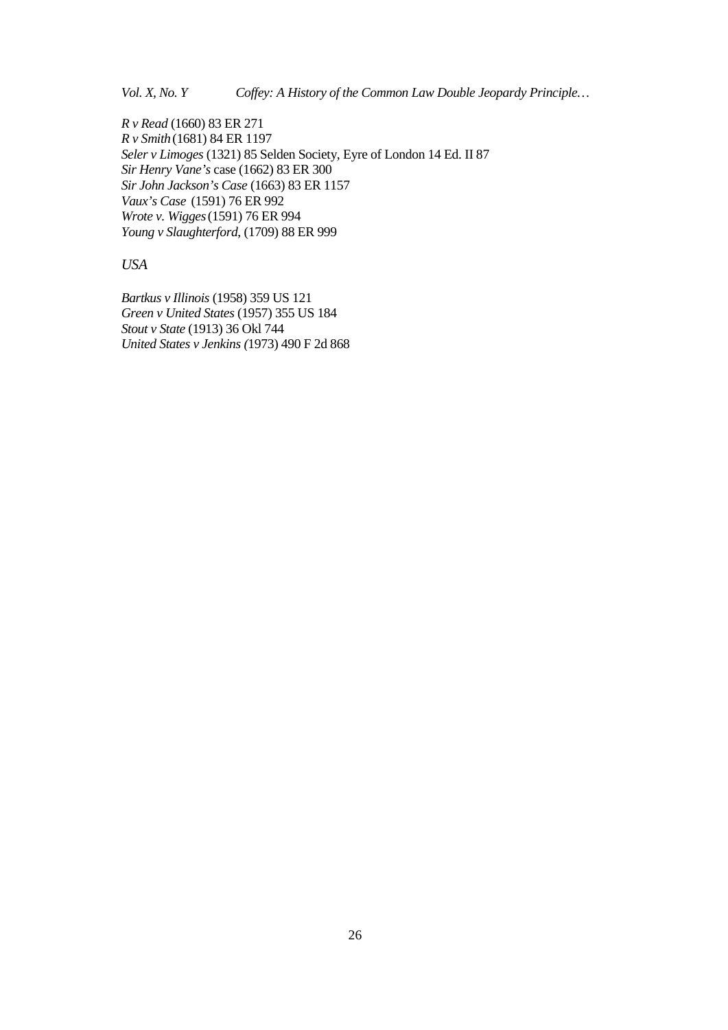*R v Read* (1660) 83 ER 271
*R v Smith* (1681) 84 ER 1197
*Seler v Limoges* (1321) 85 Selden Society, Eyre of London 14 Ed. II 87
*Sir Henry Vane's* case (1662) 83 ER 300
*Sir John Jackson's Case* (1663) 83 ER 1157
*Vaux's Case* (1591) 76 ER 992
*Wrote v. Wigges* (1591) 76 ER 994
*Young v Slaughterford*, (1709) 88 ER 999

*USA*

*Bartkus v Illinois* (1958) 359 US 121
*Green v United States* (1957) 355 US 184
*Stout v State* (1913) 36 Okl 744
*United States v Jenkins (*1973) 490 F 2d 868